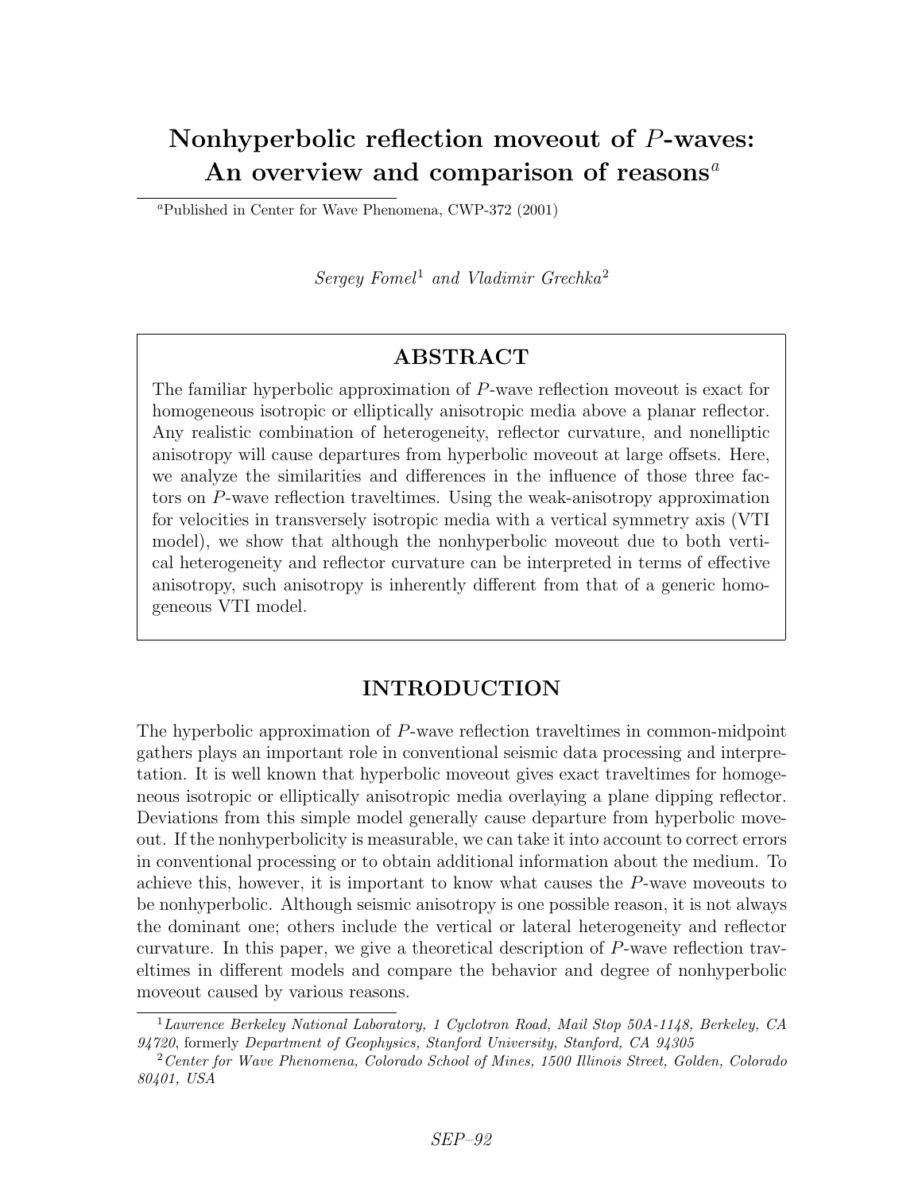# Nonhyperbolic reflection moveout of $P$-waves: An overview and comparison of reasons[a]

[a]Published in Center for Wave Phenomena, CWP-372 (2001)

*Sergey Fomel*[1] *and Vladimir Grechka*[2]

## ABSTRACT

The familiar hyperbolic approximation of $P$-wave reflection moveout is exact for homogeneous isotropic or elliptically anisotropic media above a planar reflector. Any realistic combination of heterogeneity, reflector curvature, and nonelliptic anisotropy will cause departures from hyperbolic moveout at large offsets. Here, we analyze the similarities and differences in the influence of those three factors on $P$-wave reflection traveltimes. Using the weak-anisotropy approximation for velocities in transversely isotropic media with a vertical symmetry axis (VTI model), we show that although the nonhyperbolic moveout due to both vertical heterogeneity and reflector curvature can be interpreted in terms of effective anisotropy, such anisotropy is inherently different from that of a generic homogeneous VTI model.

## INTRODUCTION

The hyperbolic approximation of $P$-wave reflection traveltimes in common-midpoint gathers plays an important role in conventional seismic data processing and interpretation. It is well known that hyperbolic moveout gives exact traveltimes for homogeneous isotropic or elliptically anisotropic media overlaying a plane dipping reflector. Deviations from this simple model generally cause departure from hyperbolic moveout. If the nonhyperbolicity is measurable, we can take it into account to correct errors in conventional processing or to obtain additional information about the medium. To achieve this, however, it is important to know what causes the $P$-wave moveouts to be nonhyperbolic. Although seismic anisotropy is one possible reason, it is not always the dominant one; others include the vertical or lateral heterogeneity and reflector curvature. In this paper, we give a theoretical description of $P$-wave reflection traveltimes in different models and compare the behavior and degree of nonhyperbolic moveout caused by various reasons.

[1]*Lawrence Berkeley National Laboratory, 1 Cyclotron Road, Mail Stop 50A-1148, Berkeley, CA 94720*, formerly *Department of Geophysics, Stanford University, Stanford, CA 94305*

[2]*Center for Wave Phenomena, Colorado School of Mines, 1500 Illinois Street, Golden, Colorado 80401, USA*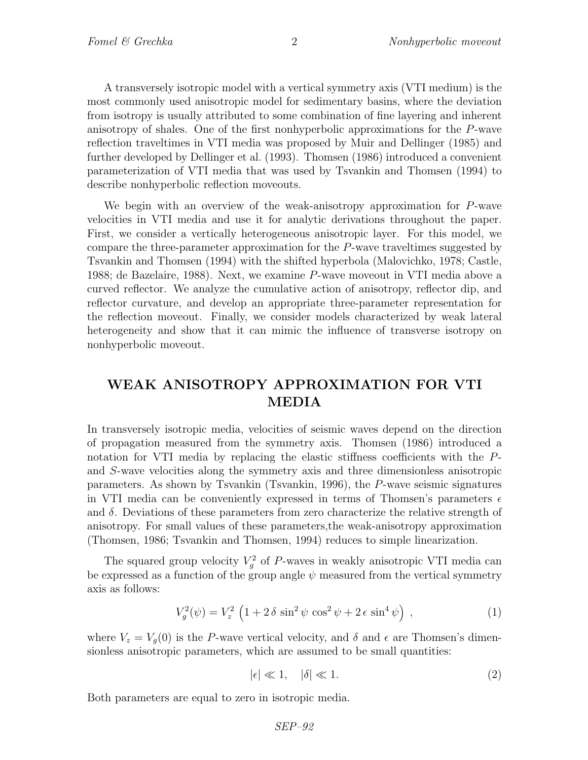A transversely isotropic model with a vertical symmetry axis (VTI medium) is the most commonly used anisotropic model for sedimentary basins, where the deviation from isotropy is usually attributed to some combination of fine layering and inherent anisotropy of shales. One of the first nonhyperbolic approximations for the $P$-wave reflection traveltimes in VTI media was proposed by Muir and Dellinger (1985) and further developed by Dellinger et al. (1993). Thomsen (1986) introduced a convenient parameterization of VTI media that was used by Tsvankin and Thomsen (1994) to describe nonhyperbolic reflection moveouts.

We begin with an overview of the weak-anisotropy approximation for $P$-wave velocities in VTI media and use it for analytic derivations throughout the paper. First, we consider a vertically heterogeneous anisotropic layer. For this model, we compare the three-parameter approximation for the $P$-wave traveltimes suggested by Tsvankin and Thomsen (1994) with the shifted hyperbola (Malovichko, 1978; Castle, 1988; de Bazelaire, 1988). Next, we examine $P$-wave moveout in VTI media above a curved reflector. We analyze the cumulative action of anisotropy, reflector dip, and reflector curvature, and develop an appropriate three-parameter representation for the reflection moveout. Finally, we consider models characterized by weak lateral heterogeneity and show that it can mimic the influence of transverse isotropy on nonhyperbolic moveout.

## WEAK ANISOTROPY APPROXIMATION FOR VTI MEDIA

In transversely isotropic media, velocities of seismic waves depend on the direction of propagation measured from the symmetry axis. Thomsen (1986) introduced a notation for VTI media by replacing the elastic stiffness coefficients with the $P$- and $S$-wave velocities along the symmetry axis and three dimensionless anisotropic parameters. As shown by Tsvankin (Tsvankin, 1996), the $P$-wave seismic signatures in VTI media can be conveniently expressed in terms of Thomsen's parameters $\epsilon$ and $\delta$. Deviations of these parameters from zero characterize the relative strength of anisotropy. For small values of these parameters,the weak-anisotropy approximation (Thomsen, 1986; Tsvankin and Thomsen, 1994) reduces to simple linearization.

The squared group velocity $V_g^2$ of $P$-waves in weakly anisotropic VTI media can be expressed as a function of the group angle $\psi$ measured from the vertical symmetry axis as follows:

$$V_g^2(\psi) = V_z^2 \left(1 + 2\,\delta\,\sin^2\psi\,\cos^2\psi + 2\,\epsilon\,\sin^4\psi\right) \,, \tag{1}$$

where $V_z = V_g(0)$ is the $P$-wave vertical velocity, and $\delta$ and $\epsilon$ are Thomsen's dimensionless anisotropic parameters, which are assumed to be small quantities:

$$|\epsilon| \ll 1, \quad |\delta| \ll 1. \tag{2}$$

Both parameters are equal to zero in isotropic media.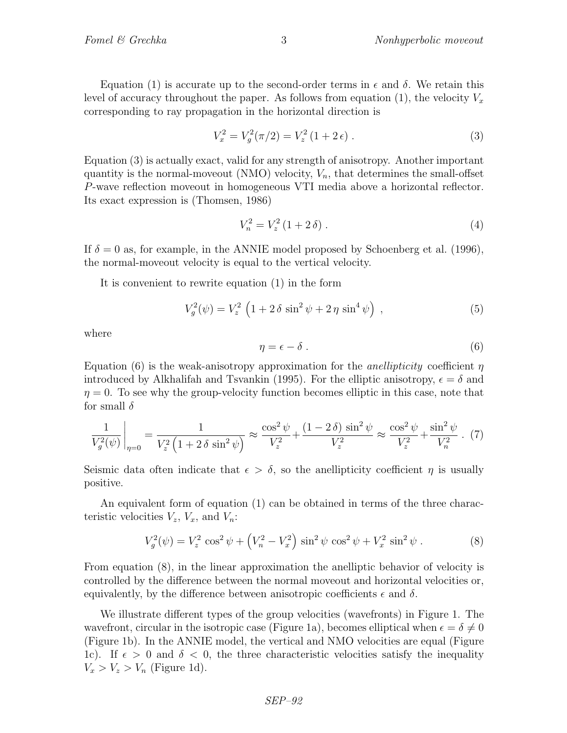Equation (1) is accurate up to the second-order terms in $\epsilon$ and $\delta$. We retain this level of accuracy throughout the paper. As follows from equation (1), the velocity $V_x$ corresponding to ray propagation in the horizontal direction is

$$V_x^2 = V_g^2(\pi/2) = V_z^2\,(1 + 2\,\epsilon)\;. \tag{3}$$

Equation (3) is actually exact, valid for any strength of anisotropy. Another important quantity is the normal-moveout (NMO) velocity, $V_n$, that determines the small-offset $P$-wave reflection moveout in homogeneous VTI media above a horizontal reflector. Its exact expression is (Thomsen, 1986)

$$V_n^2 = V_z^2\,(1 + 2\,\delta)\;. \tag{4}$$

If $\delta = 0$ as, for example, in the ANNIE model proposed by Schoenberg et al. (1996), the normal-moveout velocity is equal to the vertical velocity.

It is convenient to rewrite equation (1) in the form

$$V_g^2(\psi) = V_z^2\,\left(1 + 2\,\delta\,\sin^2\psi + 2\,\eta\,\sin^4\psi\right)\;, \tag{5}$$

where

$$\eta = \epsilon - \delta\;. \tag{6}$$

Equation (6) is the weak-anisotropy approximation for the *anellipticity* coefficient $\eta$ introduced by Alkhalifah and Tsvankin (1995). For the elliptic anisotropy, $\epsilon = \delta$ and $\eta = 0$. To see why the group-velocity function becomes elliptic in this case, note that for small $\delta$

$$\left.\frac{1}{V_g^2(\psi)}\right|_{\eta=0} = \frac{1}{V_z^2\left(1 + 2\,\delta\,\sin^2\psi\right)} \approx \frac{\cos^2\psi}{V_z^2} + \frac{(1-2\,\delta)\,\sin^2\psi}{V_z^2} \approx \frac{\cos^2\psi}{V_z^2} + \frac{\sin^2\psi}{V_n^2}\;. \tag{7}$$

Seismic data often indicate that $\epsilon > \delta$, so the anellipticity coefficient $\eta$ is usually positive.

An equivalent form of equation (1) can be obtained in terms of the three characteristic velocities $V_z$, $V_x$, and $V_n$:

$$V_g^2(\psi) = V_z^2\,\cos^2\psi + \left(V_n^2 - V_x^2\right)\,\sin^2\psi\,\cos^2\psi + V_x^2\,\sin^2\psi\;. \tag{8}$$

From equation (8), in the linear approximation the anelliptic behavior of velocity is controlled by the difference between the normal moveout and horizontal velocities or, equivalently, by the difference between anisotropic coefficients $\epsilon$ and $\delta$.

We illustrate different types of the group velocities (wavefronts) in Figure 1. The wavefront, circular in the isotropic case (Figure 1a), becomes elliptical when $\epsilon = \delta \neq 0$ (Figure 1b). In the ANNIE model, the vertical and NMO velocities are equal (Figure 1c). If $\epsilon > 0$ and $\delta < 0$, the three characteristic velocities satisfy the inequality $V_x > V_z > V_n$ (Figure 1d).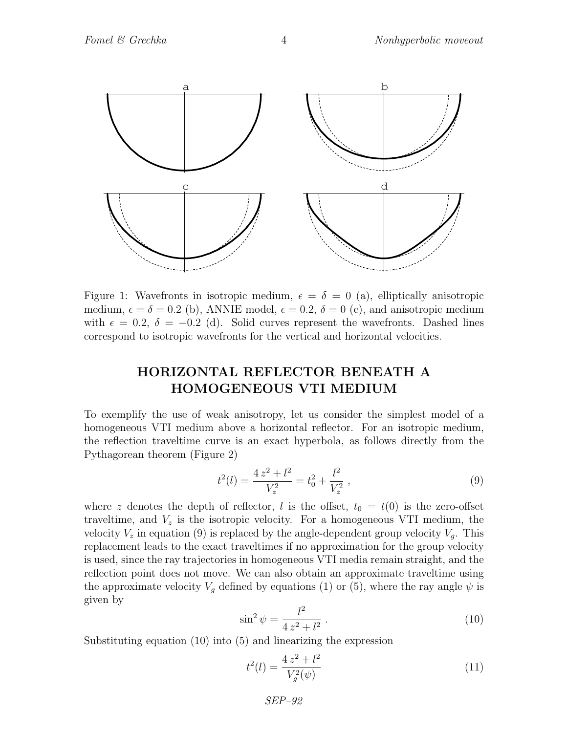Figure 1: Wavefronts in isotropic medium, $\epsilon = \delta = 0$ (a), elliptically anisotropic medium, $\epsilon = \delta = 0.2$ (b), ANNIE model, $\epsilon = 0.2$, $\delta = 0$ (c), and anisotropic medium with $\epsilon = 0.2$, $\delta = -0.2$ (d). Solid curves represent the wavefronts. Dashed lines correspond to isotropic wavefronts for the vertical and horizontal velocities.

## HORIZONTAL REFLECTOR BENEATH A HOMOGENEOUS VTI MEDIUM

To exemplify the use of weak anisotropy, let us consider the simplest model of a homogeneous VTI medium above a horizontal reflector. For an isotropic medium, the reflection traveltime curve is an exact hyperbola, as follows directly from the Pythagorean theorem (Figure 2)

$$t^2(l) = \frac{4\,z^2 + l^2}{V_z^2} = t_0^2 + \frac{l^2}{V_z^2}\ , \tag{9}$$

where $z$ denotes the depth of reflector, $l$ is the offset, $t_0 = t(0)$ is the zero-offset traveltime, and $V_z$ is the isotropic velocity. For a homogeneous VTI medium, the velocity $V_z$ in equation (9) is replaced by the angle-dependent group velocity $V_g$. This replacement leads to the exact traveltimes if no approximation for the group velocity is used, since the ray trajectories in homogeneous VTI media remain straight, and the reflection point does not move. We can also obtain an approximate traveltime using the approximate velocity $V_g$ defined by equations (1) or (5), where the ray angle $\psi$ is given by

$$\sin^2\psi = \frac{l^2}{4\,z^2 + l^2}\ . \tag{10}$$

Substituting equation (10) into (5) and linearizing the expression

$$t^2(l) = \frac{4\,z^2 + l^2}{V_g^2(\psi)} \tag{11}$$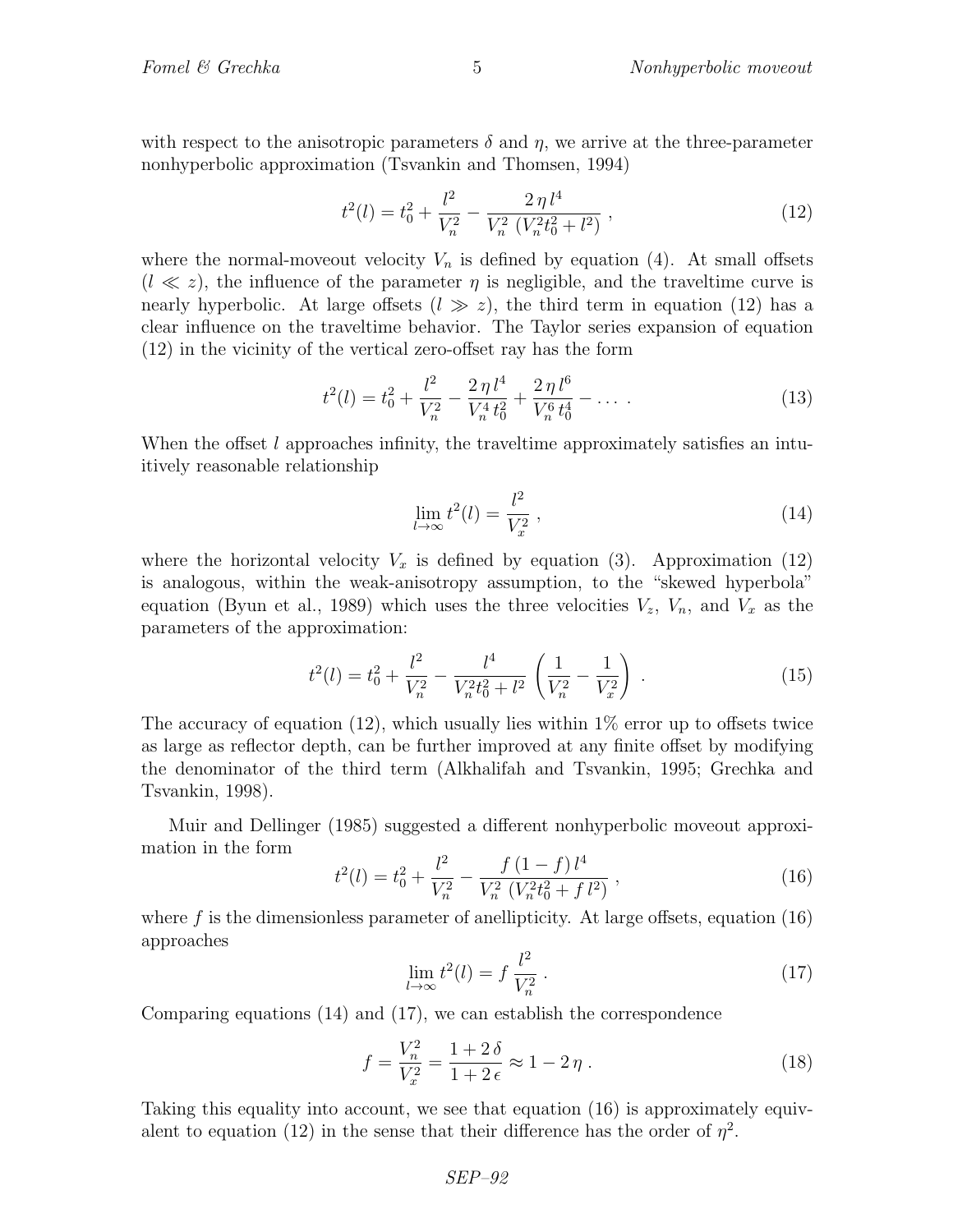with respect to the anisotropic parameters $\delta$ and $\eta$, we arrive at the three-parameter nonhyperbolic approximation (Tsvankin and Thomsen, 1994)

$$t^2(l) = t_0^2 + \frac{l^2}{V_n^2} - \frac{2\,\eta\,l^4}{V_n^2\,(V_n^2 t_0^2 + l^2)}\;, \tag{12}$$

where the normal-moveout velocity $V_n$ is defined by equation (4). At small offsets ($l \ll z$), the influence of the parameter $\eta$ is negligible, and the traveltime curve is nearly hyperbolic. At large offsets ($l \gg z$), the third term in equation (12) has a clear influence on the traveltime behavior. The Taylor series expansion of equation (12) in the vicinity of the vertical zero-offset ray has the form

$$t^2(l) = t_0^2 + \frac{l^2}{V_n^2} - \frac{2\,\eta\,l^4}{V_n^4\,t_0^2} + \frac{2\,\eta\,l^6}{V_n^6\,t_0^4} - \ldots\;. \tag{13}$$

When the offset $l$ approaches infinity, the traveltime approximately satisfies an intuitively reasonable relationship

$$\lim_{l\to\infty} t^2(l) = \frac{l^2}{V_x^2}\;, \tag{14}$$

where the horizontal velocity $V_x$ is defined by equation (3). Approximation (12) is analogous, within the weak-anisotropy assumption, to the "skewed hyperbola" equation (Byun et al., 1989) which uses the three velocities $V_z$, $V_n$, and $V_x$ as the parameters of the approximation:

$$t^2(l) = t_0^2 + \frac{l^2}{V_n^2} - \frac{l^4}{V_n^2 t_0^2 + l^2}\left(\frac{1}{V_n^2} - \frac{1}{V_x^2}\right)\;. \tag{15}$$

The accuracy of equation (12), which usually lies within 1% error up to offsets twice as large as reflector depth, can be further improved at any finite offset by modifying the denominator of the third term (Alkhalifah and Tsvankin, 1995; Grechka and Tsvankin, 1998).

Muir and Dellinger (1985) suggested a different nonhyperbolic moveout approximation in the form

$$t^2(l) = t_0^2 + \frac{l^2}{V_n^2} - \frac{f\,(1-f)\,l^4}{V_n^2\,(V_n^2 t_0^2 + f\,l^2)}\;, \tag{16}$$

where $f$ is the dimensionless parameter of anellipticity. At large offsets, equation (16) approaches

$$\lim_{l\to\infty} t^2(l) = f\,\frac{l^2}{V_n^2}\;. \tag{17}$$

Comparing equations (14) and (17), we can establish the correspondence

$$f = \frac{V_n^2}{V_x^2} = \frac{1+2\,\delta}{1+2\,\epsilon} \approx 1 - 2\,\eta\;. \tag{18}$$

Taking this equality into account, we see that equation (16) is approximately equivalent to equation (12) in the sense that their difference has the order of $\eta^2$.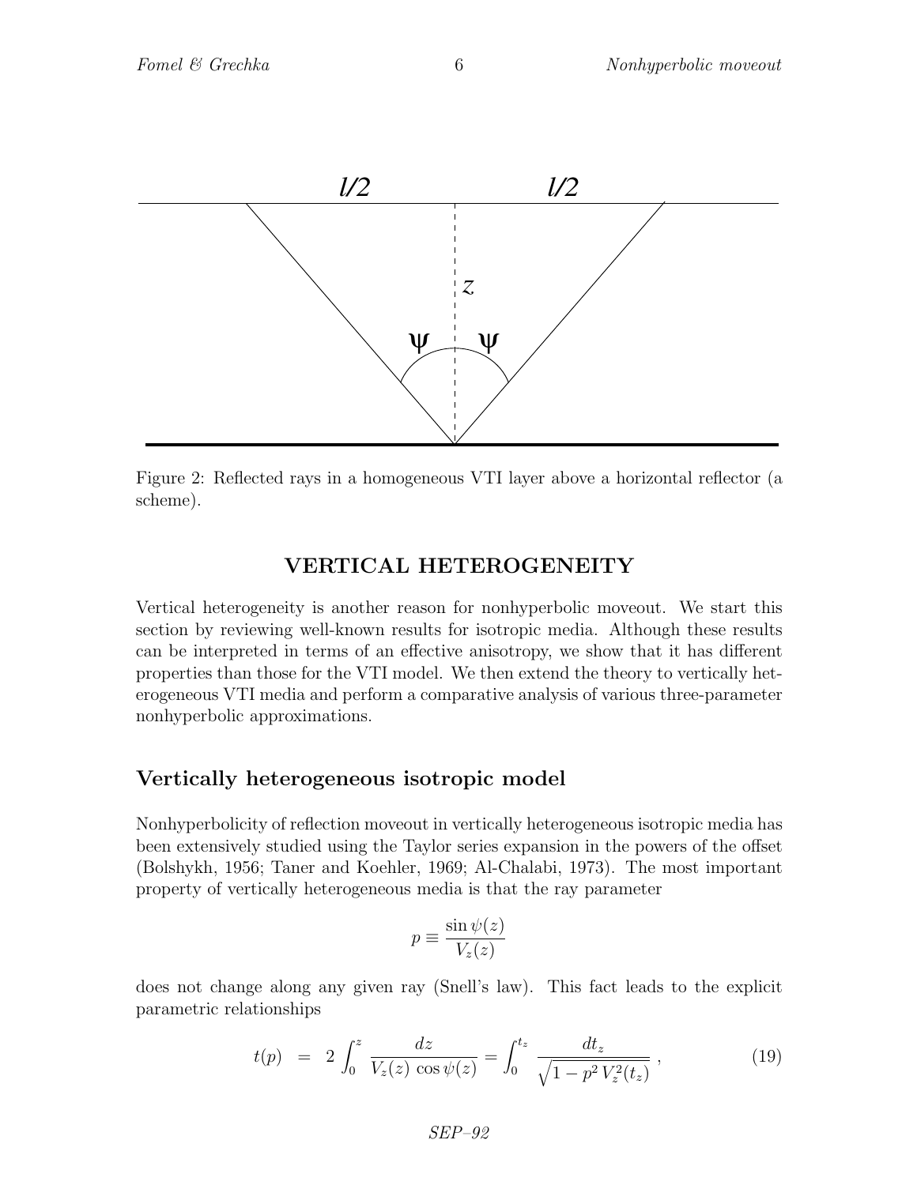Figure 2: Reflected rays in a homogeneous VTI layer above a horizontal reflector (a scheme).

## VERTICAL HETEROGENEITY

Vertical heterogeneity is another reason for nonhyperbolic moveout. We start this section by reviewing well-known results for isotropic media. Although these results can be interpreted in terms of an effective anisotropy, we show that it has different properties than those for the VTI model. We then extend the theory to vertically heterogeneous VTI media and perform a comparative analysis of various three-parameter nonhyperbolic approximations.

### Vertically heterogeneous isotropic model

Nonhyperbolicity of reflection moveout in vertically heterogeneous isotropic media has been extensively studied using the Taylor series expansion in the powers of the offset (Bolshykh, 1956; Taner and Koehler, 1969; Al-Chalabi, 1973). The most important property of vertically heterogeneous media is that the ray parameter

$$p \equiv \frac{\sin \psi(z)}{V_z(z)}$$

does not change along any given ray (Snell's law). This fact leads to the explicit parametric relationships

$$t(p) \;=\; 2 \int_0^z \frac{dz}{V_z(z)\,\cos\psi(z)} = \int_0^{t_z} \frac{dt_z}{\sqrt{1 - p^2\,V_z^2(t_z)}}\;, \tag{19}$$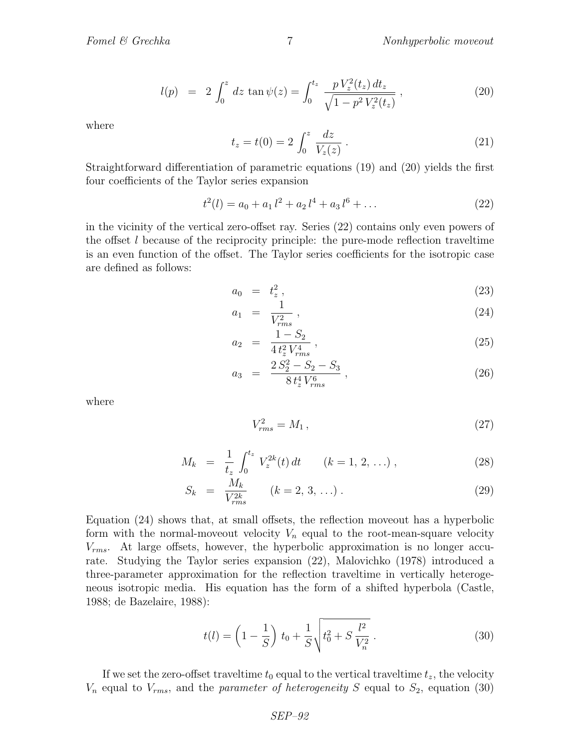$$
l(p) \;=\; 2 \int_0^z dz\, \tan\psi(z) = \int_0^{t_z} \frac{p\, V_z^2(t_z)\, dt_z}{\sqrt{1 - p^2\, V_z^2(t_z)}}\,, \tag{20}
$$

where

$$
t_z = t(0) = 2 \int_0^z \frac{dz}{V_z(z)}\,. \tag{21}
$$

Straightforward differentiation of parametric equations (19) and (20) yields the first four coefficients of the Taylor series expansion

$$
t^2(l) = a_0 + a_1\, l^2 + a_2\, l^4 + a_3\, l^6 + \ldots \tag{22}
$$

in the vicinity of the vertical zero-offset ray. Series (22) contains only even powers of the offset $l$ because of the reciprocity principle: the pure-mode reflection traveltime is an even function of the offset. The Taylor series coefficients for the isotropic case are defined as follows:

$$
a_0 \;=\; t_z^2\,, \tag{23}
$$

$$
a_1 \;=\; \frac{1}{V_{rms}^2}\,, \tag{24}
$$

$$
a_2 \;=\; \frac{1 - S_2}{4\, t_z^2\, V_{rms}^4}\,, \tag{25}
$$

$$
a_3 \;=\; \frac{2\, S_2^2 - S_2 - S_3}{8\, t_z^4\, V_{rms}^6}\,, \tag{26}
$$

where

$$
V_{rms}^2 = M_1\,, \tag{27}
$$

$$
M_k \;=\; \frac{1}{t_z} \int_0^{t_z} V_z^{2k}(t)\, dt \qquad (k = 1,\, 2,\, \ldots)\,, \tag{28}
$$

$$
S_k \;=\; \frac{M_k}{V_{rms}^{2k}} \qquad (k = 2,\, 3,\, \ldots)\,. \tag{29}
$$

Equation (24) shows that, at small offsets, the reflection moveout has a hyperbolic form with the normal-moveout velocity $V_n$ equal to the root-mean-square velocity $V_{rms}$. At large offsets, however, the hyperbolic approximation is no longer accurate. Studying the Taylor series expansion (22), Malovichko (1978) introduced a three-parameter approximation for the reflection traveltime in vertically heterogeneous isotropic media. His equation has the form of a shifted hyperbola (Castle, 1988; de Bazelaire, 1988):

$$
t(l) = \left(1 - \frac{1}{S}\right)\, t_0 + \frac{1}{S} \sqrt{t_0^2 + S\, \frac{l^2}{V_n^2}}\,. \tag{30}
$$

If we set the zero-offset traveltime $t_0$ equal to the vertical traveltime $t_z$, the velocity $V_n$ equal to $V_{rms}$, and the *parameter of heterogeneity* $S$ equal to $S_2$, equation (30)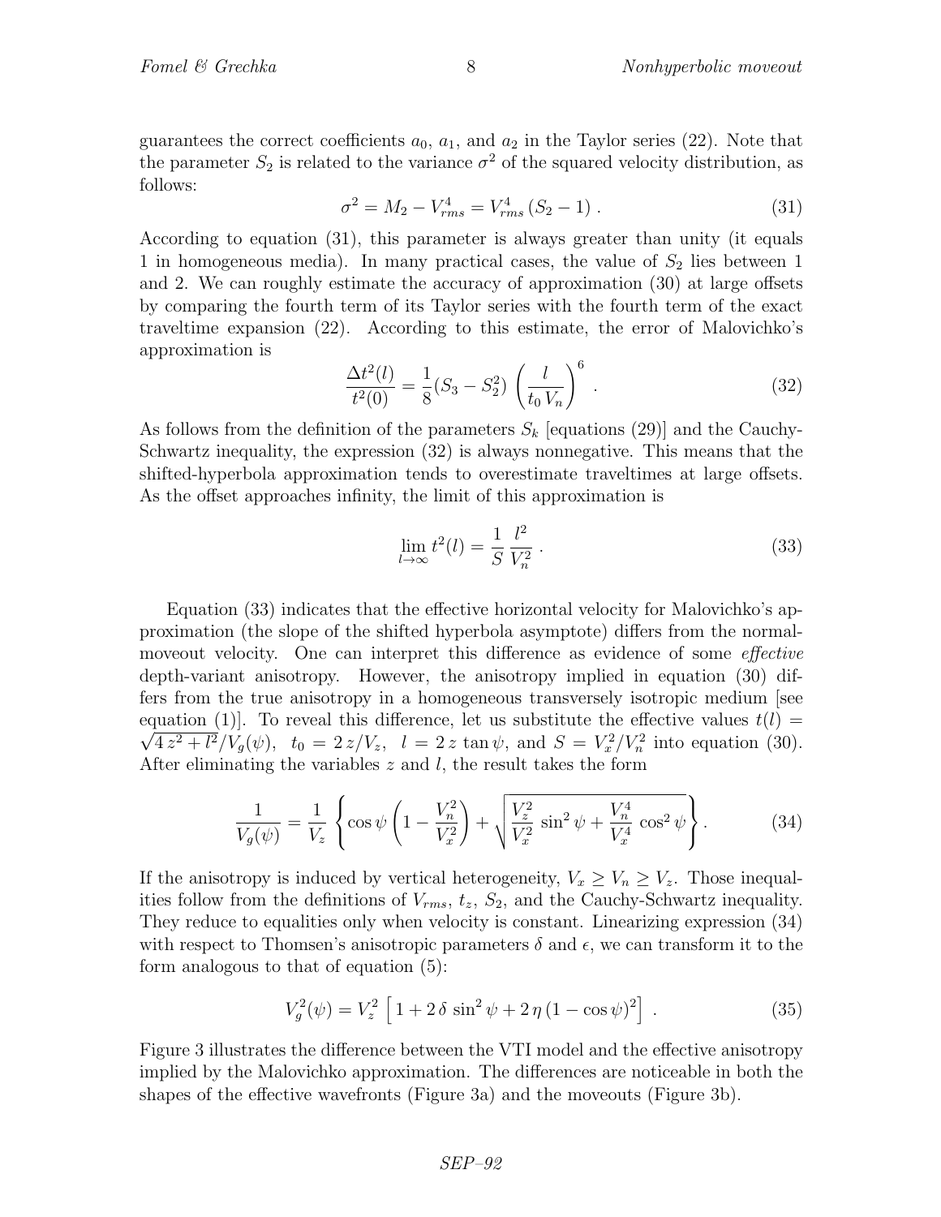guarantees the correct coefficients $a_0$, $a_1$, and $a_2$ in the Taylor series (22). Note that the parameter $S_2$ is related to the variance $\sigma^2$ of the squared velocity distribution, as follows:

$$\sigma^2 = M_2 - V_{rms}^4 = V_{rms}^4 \, (S_2 - 1) \, . \tag{31}$$

According to equation (31), this parameter is always greater than unity (it equals 1 in homogeneous media). In many practical cases, the value of $S_2$ lies between 1 and 2. We can roughly estimate the accuracy of approximation (30) at large offsets by comparing the fourth term of its Taylor series with the fourth term of the exact traveltime expansion (22). According to this estimate, the error of Malovichko's approximation is

$$\frac{\Delta t^2(l)}{t^2(0)} = \frac{1}{8}(S_3 - S_2^2) \, \left(\frac{l}{t_0 \, V_n}\right)^6 \, . \tag{32}$$

As follows from the definition of the parameters $S_k$ [equations (29)] and the Cauchy-Schwartz inequality, the expression (32) is always nonnegative. This means that the shifted-hyperbola approximation tends to overestimate traveltimes at large offsets. As the offset approaches infinity, the limit of this approximation is

$$\lim_{l \to \infty} t^2(l) = \frac{1}{S} \, \frac{l^2}{V_n^2} \, . \tag{33}$$

Equation (33) indicates that the effective horizontal velocity for Malovichko's approximation (the slope of the shifted hyperbola asymptote) differs from the normal-moveout velocity. One can interpret this difference as evidence of some *effective* depth-variant anisotropy. However, the anisotropy implied in equation (30) differs from the true anisotropy in a homogeneous transversely isotropic medium [see equation (1)]. To reveal this difference, let us substitute the effective values $t(l) = \sqrt{4\,z^2 + l^2}/V_g(\psi)$, $t_0 = 2\,z/V_z$, $l = 2\,z\,\tan\psi$, and $S = V_x^2/V_n^2$ into equation (30). After eliminating the variables $z$ and $l$, the result takes the form

$$\frac{1}{V_g(\psi)} = \frac{1}{V_z} \left\{ \cos\psi \left(1 - \frac{V_n^2}{V_x^2}\right) + \sqrt{\frac{V_z^2}{V_x^2}\,\sin^2\psi + \frac{V_n^4}{V_x^4}\,\cos^2\psi} \right\} . \tag{34}$$

If the anisotropy is induced by vertical heterogeneity, $V_x \geq V_n \geq V_z$. Those inequalities follow from the definitions of $V_{rms}$, $t_z$, $S_2$, and the Cauchy-Schwartz inequality. They reduce to equalities only when velocity is constant. Linearizing expression (34) with respect to Thomsen's anisotropic parameters $\delta$ and $\epsilon$, we can transform it to the form analogous to that of equation (5):

$$V_g^2(\psi) = V_z^2 \, \left[ \, 1 + 2\,\delta\,\sin^2\psi + 2\,\eta\,(1 - \cos\psi)^2 \right] \, . \tag{35}$$

Figure 3 illustrates the difference between the VTI model and the effective anisotropy implied by the Malovichko approximation. The differences are noticeable in both the shapes of the effective wavefronts (Figure 3a) and the moveouts (Figure 3b).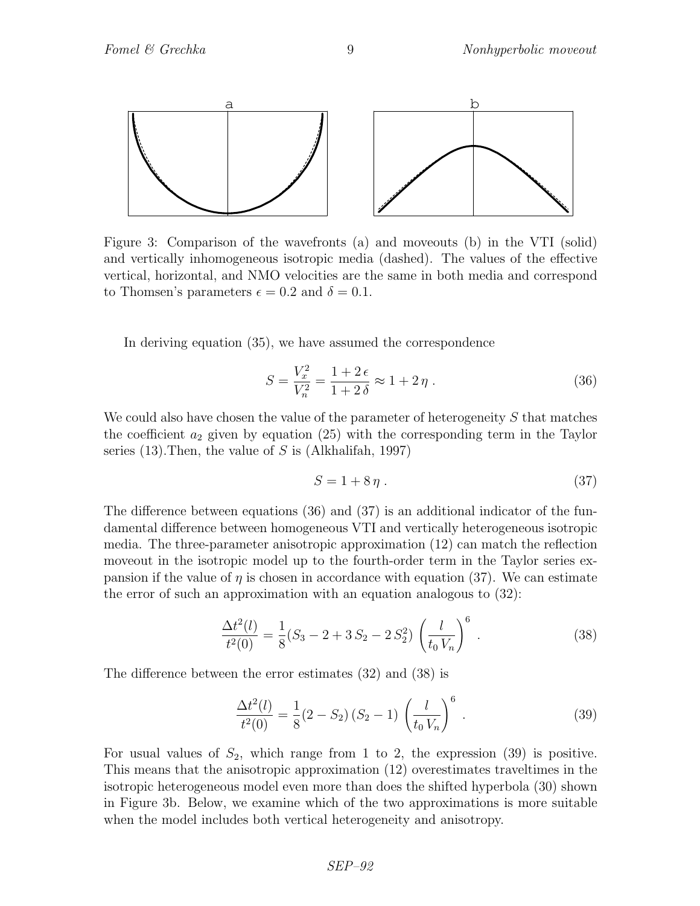Figure 3: Comparison of the wavefronts (a) and moveouts (b) in the VTI (solid) and vertically inhomogeneous isotropic media (dashed). The values of the effective vertical, horizontal, and NMO velocities are the same in both media and correspond to Thomsen's parameters $\epsilon = 0.2$ and $\delta = 0.1$.

In deriving equation (35), we have assumed the correspondence

$$S = \frac{V_x^2}{V_n^2} = \frac{1 + 2\,\epsilon}{1 + 2\,\delta} \approx 1 + 2\,\eta\;. \tag{36}$$

We could also have chosen the value of the parameter of heterogeneity $S$ that matches the coefficient $a_2$ given by equation (25) with the corresponding term in the Taylor series (13).Then, the value of $S$ is (Alkhalifah, 1997)

$$S = 1 + 8\,\eta\;. \tag{37}$$

The difference between equations (36) and (37) is an additional indicator of the fundamental difference between homogeneous VTI and vertically heterogeneous isotropic media. The three-parameter anisotropic approximation (12) can match the reflection moveout in the isotropic model up to the fourth-order term in the Taylor series expansion if the value of $\eta$ is chosen in accordance with equation (37). We can estimate the error of such an approximation with an equation analogous to (32):

$$\frac{\Delta t^2(l)}{t^2(0)} = \frac{1}{8}(S_3 - 2 + 3\,S_2 - 2\,S_2^2)\left(\frac{l}{t_0\,V_n}\right)^6\;. \tag{38}$$

The difference between the error estimates (32) and (38) is

$$\frac{\Delta t^2(l)}{t^2(0)} = \frac{1}{8}(2 - S_2)\,(S_2 - 1)\left(\frac{l}{t_0\,V_n}\right)^6\;. \tag{39}$$

For usual values of $S_2$, which range from 1 to 2, the expression (39) is positive. This means that the anisotropic approximation (12) overestimates traveltimes in the isotropic heterogeneous model even more than does the shifted hyperbola (30) shown in Figure 3b. Below, we examine which of the two approximations is more suitable when the model includes both vertical heterogeneity and anisotropy.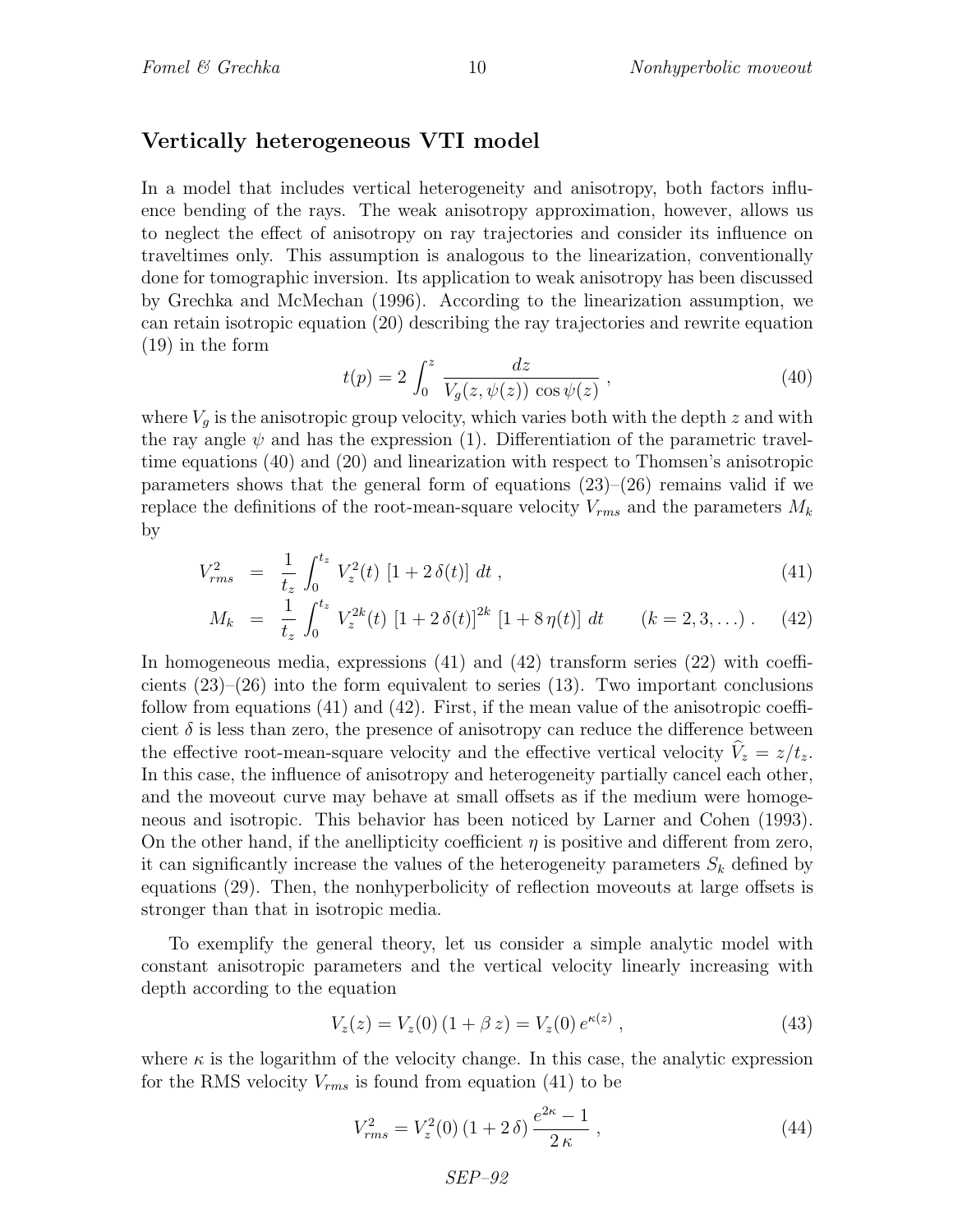### Vertically heterogeneous VTI model

In a model that includes vertical heterogeneity and anisotropy, both factors influence bending of the rays. The weak anisotropy approximation, however, allows us to neglect the effect of anisotropy on ray trajectories and consider its influence on traveltimes only. This assumption is analogous to the linearization, conventionally done for tomographic inversion. Its application to weak anisotropy has been discussed by Grechka and McMechan (1996). According to the linearization assumption, we can retain isotropic equation (20) describing the ray trajectories and rewrite equation (19) in the form

$$t(p) = 2 \int_0^z \frac{dz}{V_g(z, \psi(z)) \, \cos\psi(z)} \, , \tag{40}$$

where $V_g$ is the anisotropic group velocity, which varies both with the depth $z$ and with the ray angle $\psi$ and has the expression (1). Differentiation of the parametric traveltime equations (40) and (20) and linearization with respect to Thomsen's anisotropic parameters shows that the general form of equations (23)–(26) remains valid if we replace the definitions of the root-mean-square velocity $V_{rms}$ and the parameters $M_k$ by

$$V_{rms}^2 = \frac{1}{t_z} \int_0^{t_z} V_z^2(t) \, [1 + 2\,\delta(t)] \; dt \, , \tag{41}$$

$$M_k = \frac{1}{t_z} \int_0^{t_z} V_z^{2k}(t) \, [1 + 2\,\delta(t)]^{2k} \, [1 + 8\,\eta(t)] \; dt \qquad (k = 2, 3, \ldots) \, . \tag{42}$$

In homogeneous media, expressions (41) and (42) transform series (22) with coefficients (23)–(26) into the form equivalent to series (13). Two important conclusions follow from equations (41) and (42). First, if the mean value of the anisotropic coefficient $\delta$ is less than zero, the presence of anisotropy can reduce the difference between the effective root-mean-square velocity and the effective vertical velocity $\widehat{V}_z = z/t_z$. In this case, the influence of anisotropy and heterogeneity partially cancel each other, and the moveout curve may behave at small offsets as if the medium were homogeneous and isotropic. This behavior has been noticed by Larner and Cohen (1993). On the other hand, if the anellipticity coefficient $\eta$ is positive and different from zero, it can significantly increase the values of the heterogeneity parameters $S_k$ defined by equations (29). Then, the nonhyperbolicity of reflection moveouts at large offsets is stronger than that in isotropic media.

To exemplify the general theory, let us consider a simple analytic model with constant anisotropic parameters and the vertical velocity linearly increasing with depth according to the equation

$$V_z(z) = V_z(0) \, (1 + \beta\, z) = V_z(0) \, e^{\kappa(z)} \, , \tag{43}$$

where $\kappa$ is the logarithm of the velocity change. In this case, the analytic expression for the RMS velocity $V_{rms}$ is found from equation (41) to be

$$V_{rms}^2 = V_z^2(0) \, (1 + 2\,\delta) \, \frac{e^{2\kappa} - 1}{2\,\kappa} \, , \tag{44}$$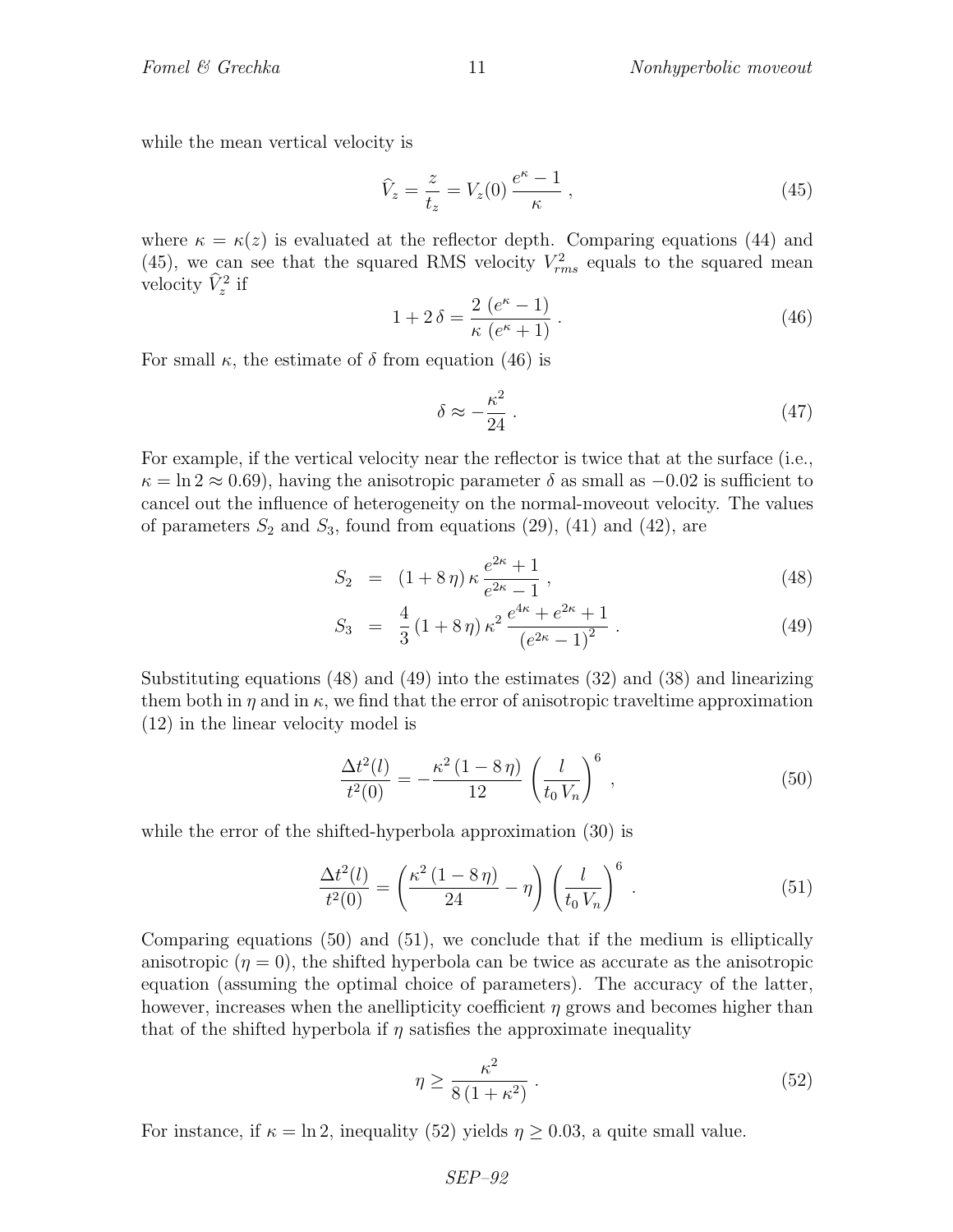while the mean vertical velocity is

$$\widehat{V}_z = \frac{z}{t_z} = V_z(0)\,\frac{e^{\kappa} - 1}{\kappa}\;, \tag{45}$$

where $\kappa = \kappa(z)$ is evaluated at the reflector depth. Comparing equations (44) and (45), we can see that the squared RMS velocity $V_{rms}^2$ equals to the squared mean velocity $\widehat{V}_z^2$ if

$$1 + 2\,\delta = \frac{2\,\left(e^{\kappa} - 1\right)}{\kappa\,\left(e^{\kappa} + 1\right)}\;. \tag{46}$$

For small $\kappa$, the estimate of $\delta$ from equation (46) is

$$\delta \approx -\frac{\kappa^2}{24}\;. \tag{47}$$

For example, if the vertical velocity near the reflector is twice that at the surface (i.e., $\kappa = \ln 2 \approx 0.69$), having the anisotropic parameter $\delta$ as small as $-0.02$ is sufficient to cancel out the influence of heterogeneity on the normal-moveout velocity. The values of parameters $S_2$ and $S_3$, found from equations (29), (41) and (42), are

$$S_2 = (1 + 8\,\eta)\,\kappa\,\frac{e^{2\kappa} + 1}{e^{2\kappa} - 1}\;, \tag{48}$$

$$S_3 = \frac{4}{3}\,(1 + 8\,\eta)\,\kappa^2\,\frac{e^{4\kappa} + e^{2\kappa} + 1}{\left(e^{2\kappa} - 1\right)^2}\;. \tag{49}$$

Substituting equations (48) and (49) into the estimates (32) and (38) and linearizing them both in $\eta$ and in $\kappa$, we find that the error of anisotropic traveltime approximation (12) in the linear velocity model is

$$\frac{\Delta t^2(l)}{t^2(0)} = -\frac{\kappa^2\,(1 - 8\,\eta)}{12}\,\left(\frac{l}{t_0\,V_n}\right)^6\;, \tag{50}$$

while the error of the shifted-hyperbola approximation (30) is

$$\frac{\Delta t^2(l)}{t^2(0)} = \left(\frac{\kappa^2\,(1 - 8\,\eta)}{24} - \eta\right)\left(\frac{l}{t_0\,V_n}\right)^6\;. \tag{51}$$

Comparing equations (50) and (51), we conclude that if the medium is elliptically anisotropic ($\eta = 0$), the shifted hyperbola can be twice as accurate as the anisotropic equation (assuming the optimal choice of parameters). The accuracy of the latter, however, increases when the anellipticity coefficient $\eta$ grows and becomes higher than that of the shifted hyperbola if $\eta$ satisfies the approximate inequality

$$\eta \geq \frac{\kappa^2}{8\,(1 + \kappa^2)}\;. \tag{52}$$

For instance, if $\kappa = \ln 2$, inequality (52) yields $\eta \geq 0.03$, a quite small value.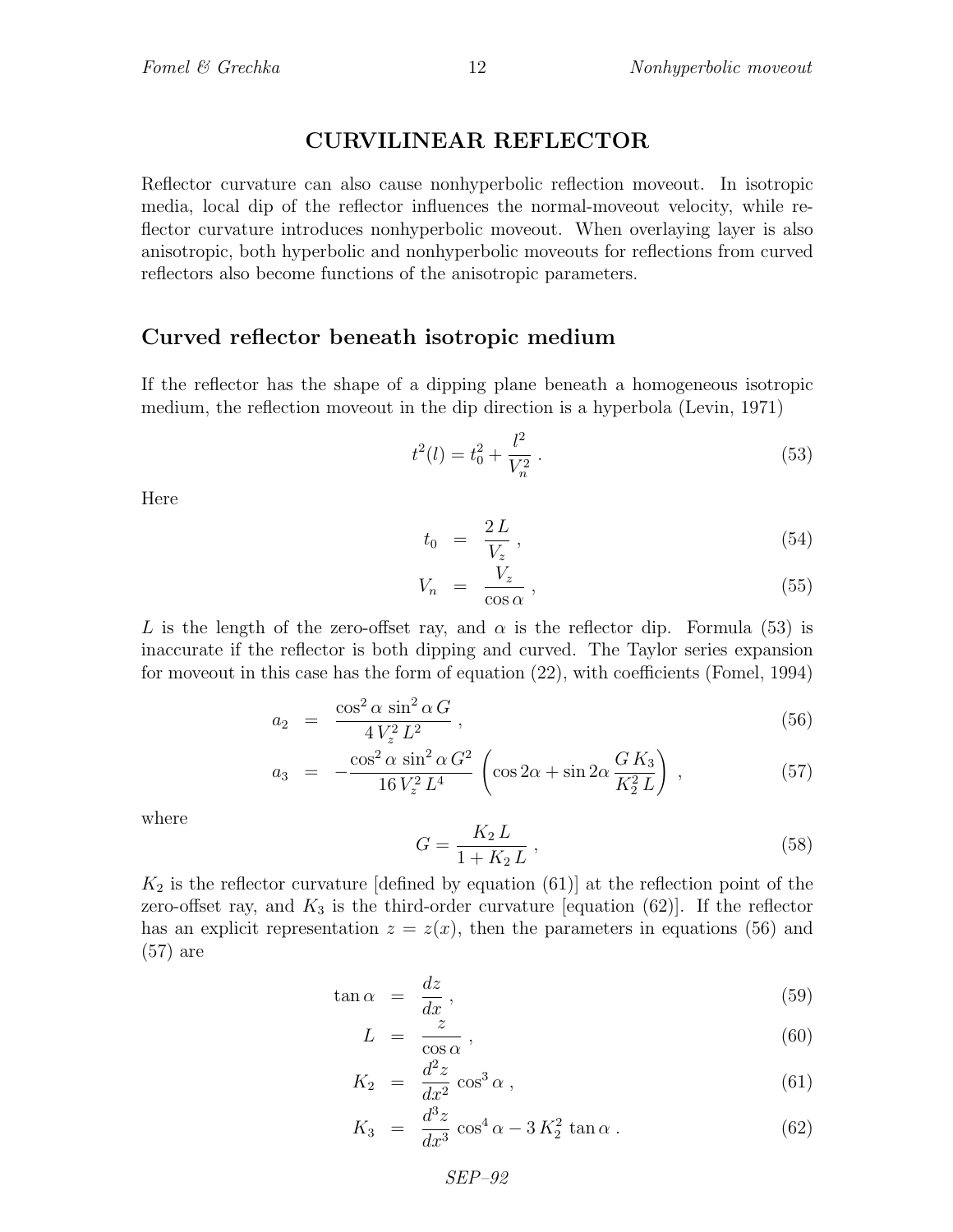# CURVILINEAR REFLECTOR

Reflector curvature can also cause nonhyperbolic reflection moveout. In isotropic media, local dip of the reflector influences the normal-moveout velocity, while reflector curvature introduces nonhyperbolic moveout. When overlaying layer is also anisotropic, both hyperbolic and nonhyperbolic moveouts for reflections from curved reflectors also become functions of the anisotropic parameters.

## Curved reflector beneath isotropic medium

If the reflector has the shape of a dipping plane beneath a homogeneous isotropic medium, the reflection moveout in the dip direction is a hyperbola (Levin, 1971)

$$t^2(l) = t_0^2 + \frac{l^2}{V_n^2} \; . \tag{53}$$

Here

$$t_0 = \frac{2\,L}{V_z} \; , \tag{54}$$

$$V_n = \frac{V_z}{\cos\alpha} \; , \tag{55}$$

$L$ is the length of the zero-offset ray, and $\alpha$ is the reflector dip. Formula (53) is inaccurate if the reflector is both dipping and curved. The Taylor series expansion for moveout in this case has the form of equation (22), with coefficients (Fomel, 1994)

$$a_2 = \frac{\cos^2\alpha\,\sin^2\alpha\,G}{4\,V_z^2\,L^2} \; , \tag{56}$$

$$a_3 = -\frac{\cos^2\alpha\,\sin^2\alpha\,G^2}{16\,V_z^2\,L^4}\left(\cos 2\alpha + \sin 2\alpha\,\frac{G\,K_3}{K_2^2\,L}\right) \; , \tag{57}$$

where

$$G = \frac{K_2\,L}{1 + K_2\,L} \; , \tag{58}$$

$K_2$ is the reflector curvature [defined by equation (61)] at the reflection point of the zero-offset ray, and $K_3$ is the third-order curvature [equation (62)]. If the reflector has an explicit representation $z = z(x)$, then the parameters in equations (56) and (57) are

$$\tan\alpha = \frac{dz}{dx} \; , \tag{59}$$

$$L = \frac{z}{\cos\alpha} \; , \tag{60}$$

$$K_2 = \frac{d^2z}{dx^2}\,\cos^3\alpha \; , \tag{61}$$

$$K_3 = \frac{d^3z}{dx^3}\,\cos^4\alpha - 3\,K_2^2\,\tan\alpha \; . \tag{62}$$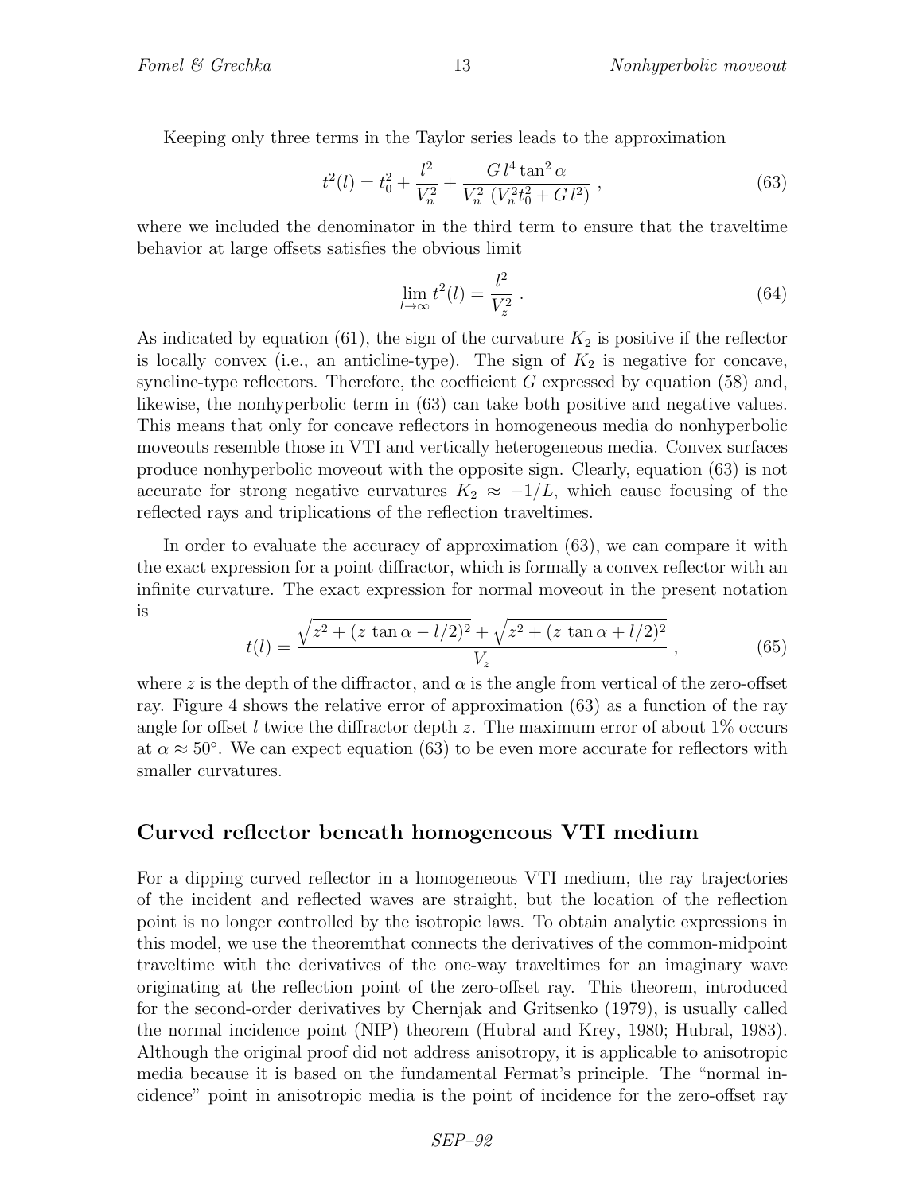Keeping only three terms in the Taylor series leads to the approximation

$$t^2(l) = t_0^2 + \frac{l^2}{V_n^2} + \frac{G\, l^4 \tan^2 \alpha}{V_n^2 \, \left(V_n^2 t_0^2 + G\, l^2\right)} \,, \tag{63}$$

where we included the denominator in the third term to ensure that the traveltime behavior at large offsets satisfies the obvious limit

$$\lim_{l \to \infty} t^2(l) = \frac{l^2}{V_z^2} \,. \tag{64}$$

As indicated by equation (61), the sign of the curvature $K_2$ is positive if the reflector is locally convex (i.e., an anticline-type). The sign of $K_2$ is negative for concave, syncline-type reflectors. Therefore, the coefficient $G$ expressed by equation (58) and, likewise, the nonhyperbolic term in (63) can take both positive and negative values. This means that only for concave reflectors in homogeneous media do nonhyperbolic moveouts resemble those in VTI and vertically heterogeneous media. Convex surfaces produce nonhyperbolic moveout with the opposite sign. Clearly, equation (63) is not accurate for strong negative curvatures $K_2 \approx -1/L$, which cause focusing of the reflected rays and triplications of the reflection traveltimes.

In order to evaluate the accuracy of approximation (63), we can compare it with the exact expression for a point diffractor, which is formally a convex reflector with an infinite curvature. The exact expression for normal moveout in the present notation is

$$t(l) = \frac{\sqrt{z^2 + (z\, \tan\alpha - l/2)^2} + \sqrt{z^2 + (z\, \tan\alpha + l/2)^2}}{V_z} \,, \tag{65}$$

where $z$ is the depth of the diffractor, and $\alpha$ is the angle from vertical of the zero-offset ray. Figure 4 shows the relative error of approximation (63) as a function of the ray angle for offset $l$ twice the diffractor depth $z$. The maximum error of about 1% occurs at $\alpha \approx 50^\circ$. We can expect equation (63) to be even more accurate for reflectors with smaller curvatures.

## Curved reflector beneath homogeneous VTI medium

For a dipping curved reflector in a homogeneous VTI medium, the ray trajectories of the incident and reflected waves are straight, but the location of the reflection point is no longer controlled by the isotropic laws. To obtain analytic expressions in this model, we use the theoremthat connects the derivatives of the common-midpoint traveltime with the derivatives of the one-way traveltimes for an imaginary wave originating at the reflection point of the zero-offset ray. This theorem, introduced for the second-order derivatives by Chernjak and Gritsenko (1979), is usually called the normal incidence point (NIP) theorem (Hubral and Krey, 1980; Hubral, 1983). Although the original proof did not address anisotropy, it is applicable to anisotropic media because it is based on the fundamental Fermat's principle. The "normal incidence" point in anisotropic media is the point of incidence for the zero-offset ray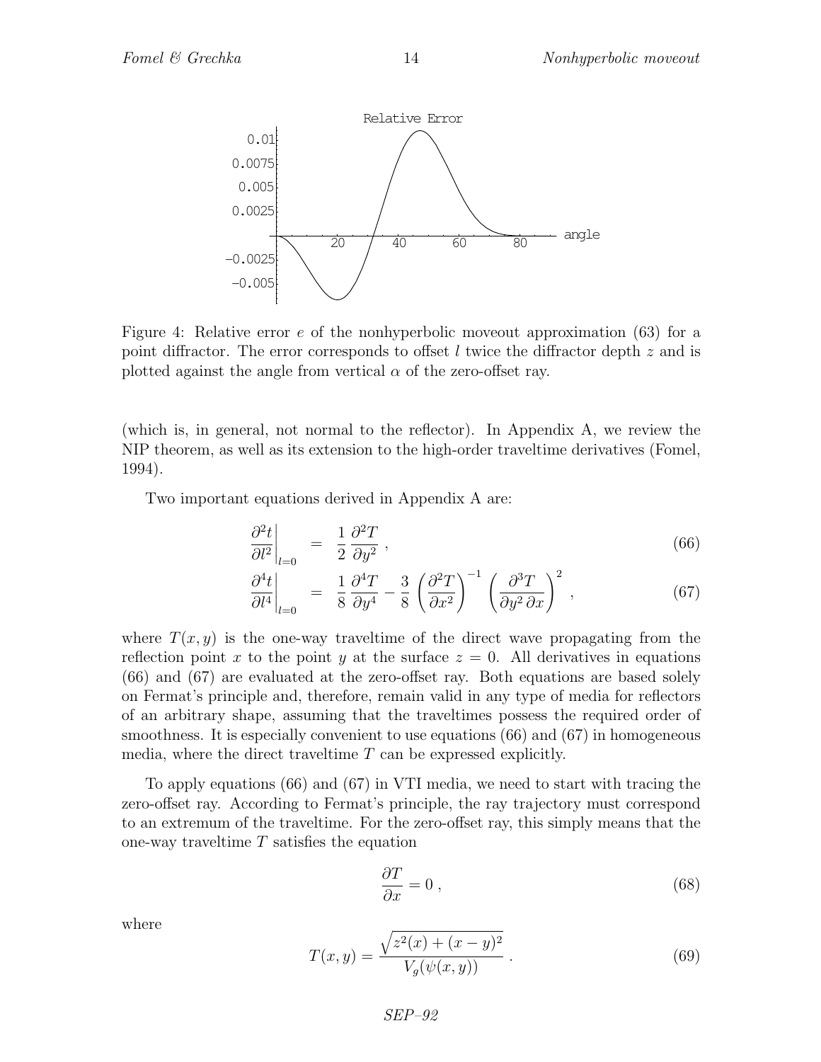Figure 4: Relative error $e$ of the nonhyperbolic moveout approximation (63) for a point diffractor. The error corresponds to offset $l$ twice the diffractor depth $z$ and is plotted against the angle from vertical $\alpha$ of the zero-offset ray.

(which is, in general, not normal to the reflector). In Appendix A, we review the NIP theorem, as well as its extension to the high-order traveltime derivatives (Fomel, 1994).

Two important equations derived in Appendix A are:

$$\left.\frac{\partial^2 t}{\partial l^2}\right|_{l=0} = \frac{1}{2}\,\frac{\partial^2 T}{\partial y^2}\,, \tag{66}$$

$$\left.\frac{\partial^4 t}{\partial l^4}\right|_{l=0} = \frac{1}{8}\,\frac{\partial^4 T}{\partial y^4} - \frac{3}{8}\left(\frac{\partial^2 T}{\partial x^2}\right)^{-1}\left(\frac{\partial^3 T}{\partial y^2\,\partial x}\right)^2\,, \tag{67}$$

where $T(x, y)$ is the one-way traveltime of the direct wave propagating from the reflection point $x$ to the point $y$ at the surface $z = 0$. All derivatives in equations (66) and (67) are evaluated at the zero-offset ray. Both equations are based solely on Fermat's principle and, therefore, remain valid in any type of media for reflectors of an arbitrary shape, assuming that the traveltimes possess the required order of smoothness. It is especially convenient to use equations (66) and (67) in homogeneous media, where the direct traveltime $T$ can be expressed explicitly.

To apply equations (66) and (67) in VTI media, we need to start with tracing the zero-offset ray. According to Fermat's principle, the ray trajectory must correspond to an extremum of the traveltime. For the zero-offset ray, this simply means that the one-way traveltime $T$ satisfies the equation

$$\frac{\partial T}{\partial x} = 0\,, \tag{68}$$

where

$$T(x, y) = \frac{\sqrt{z^2(x) + (x - y)^2}}{V_g(\psi(x, y))}\,. \tag{69}$$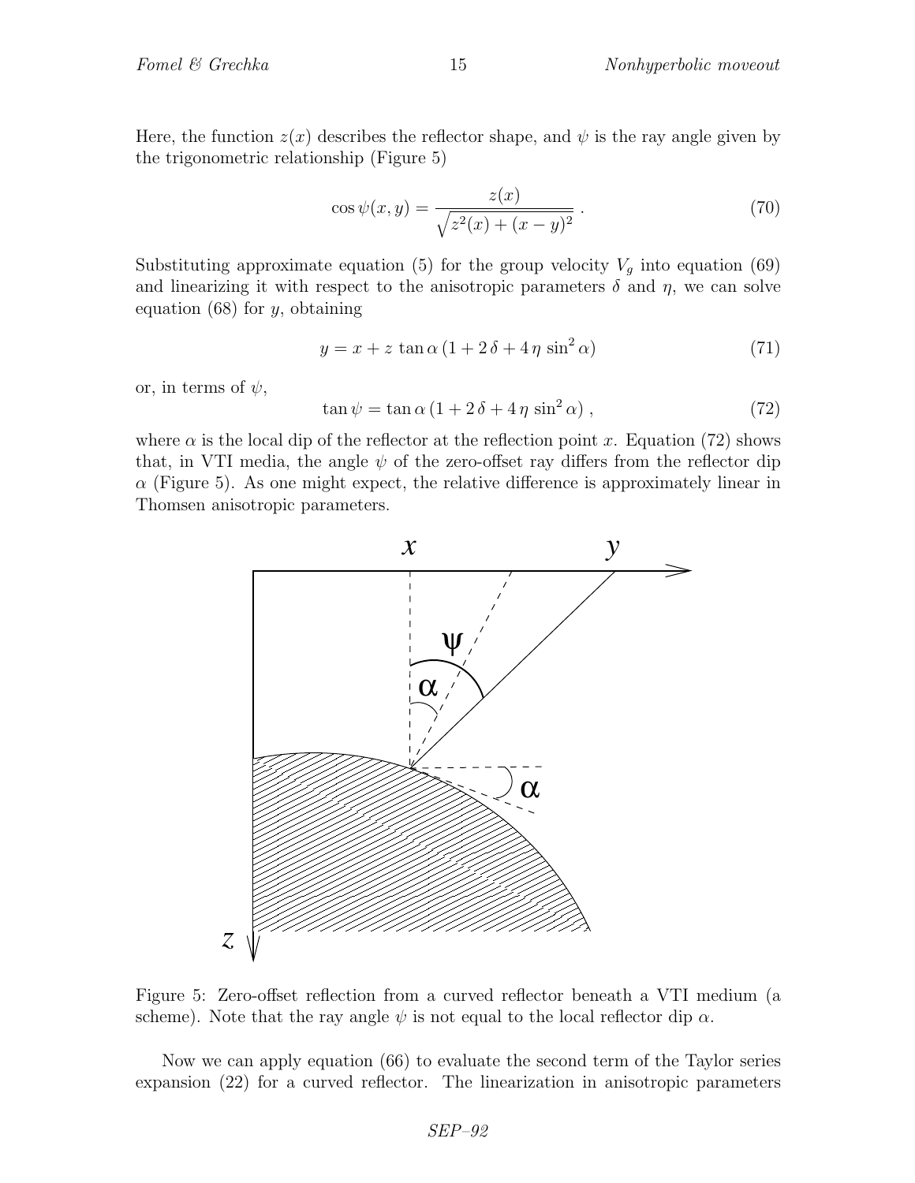Here, the function $z(x)$ describes the reflector shape, and $\psi$ is the ray angle given by the trigonometric relationship (Figure 5)

$$\cos\psi(x,y) = \frac{z(x)}{\sqrt{z^2(x) + (x-y)^2}} \; . \tag{70}$$

Substituting approximate equation (5) for the group velocity $V_g$ into equation (69) and linearizing it with respect to the anisotropic parameters $\delta$ and $\eta$, we can solve equation (68) for $y$, obtaining

$$y = x + z\,\tan\alpha\,(1 + 2\,\delta + 4\,\eta\,\sin^2\alpha) \tag{71}$$

or, in terms of $\psi$,

$$\tan\psi = \tan\alpha\,(1 + 2\,\delta + 4\,\eta\,\sin^2\alpha)\;, \tag{72}$$

where $\alpha$ is the local dip of the reflector at the reflection point $x$. Equation (72) shows that, in VTI media, the angle $\psi$ of the zero-offset ray differs from the reflector dip $\alpha$ (Figure 5). As one might expect, the relative difference is approximately linear in Thomsen anisotropic parameters.

Figure 5: Zero-offset reflection from a curved reflector beneath a VTI medium (a scheme). Note that the ray angle $\psi$ is not equal to the local reflector dip $\alpha$.

Now we can apply equation (66) to evaluate the second term of the Taylor series expansion (22) for a curved reflector. The linearization in anisotropic parameters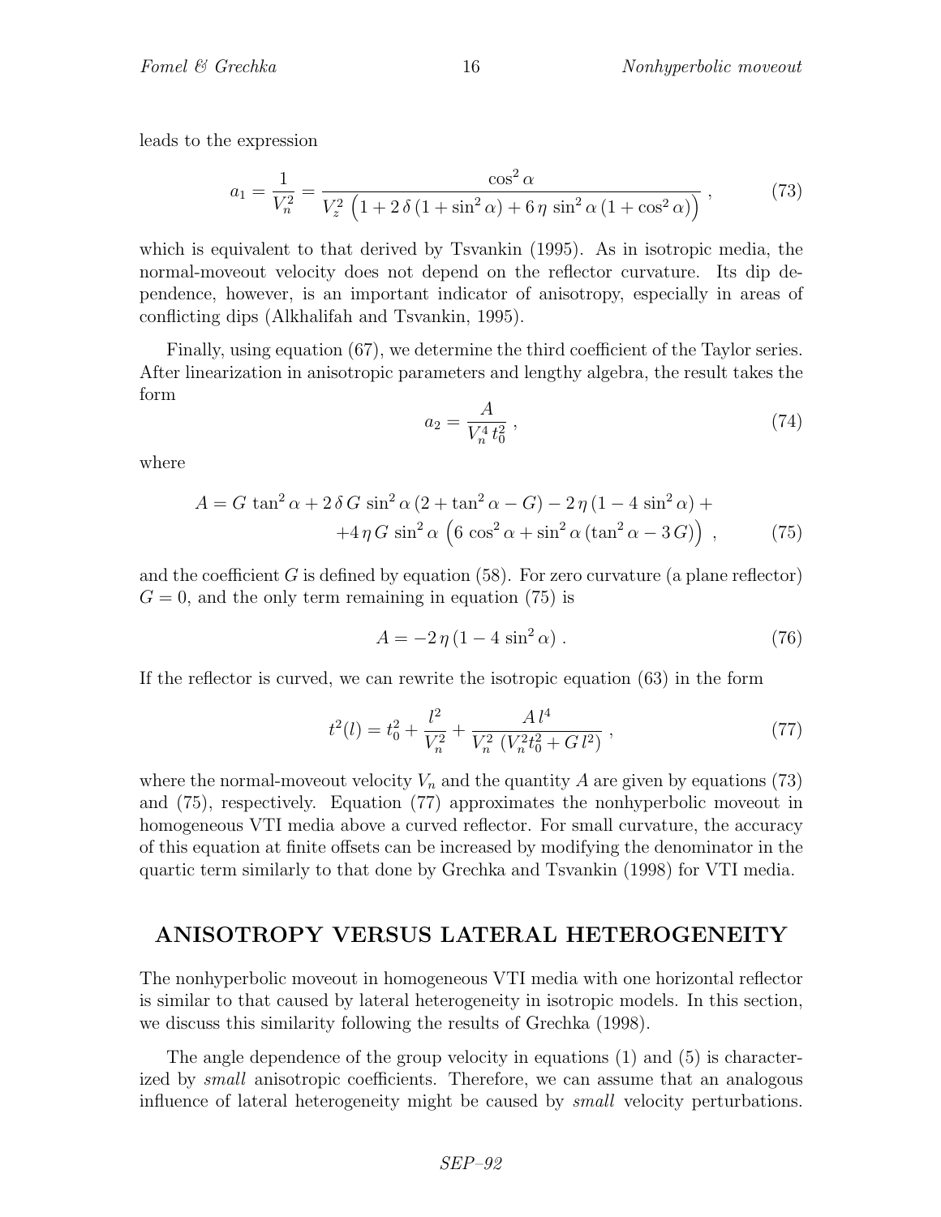leads to the expression

$$a_1 = \frac{1}{V_n^2} = \frac{\cos^2\alpha}{V_z^2\,\left(1 + 2\,\delta\,(1+\sin^2\alpha) + 6\,\eta\,\sin^2\alpha\,(1+\cos^2\alpha)\right)}\;, \tag{73}$$

which is equivalent to that derived by Tsvankin (1995). As in isotropic media, the normal-moveout velocity does not depend on the reflector curvature. Its dip dependence, however, is an important indicator of anisotropy, especially in areas of conflicting dips (Alkhalifah and Tsvankin, 1995).

Finally, using equation (67), we determine the third coefficient of the Taylor series. After linearization in anisotropic parameters and lengthy algebra, the result takes the form

$$a_2 = \frac{A}{V_n^4\,t_0^2}\;, \tag{74}$$

where

$$A = G\,\tan^2\alpha + 2\,\delta\,G\,\sin^2\alpha\,(2+\tan^2\alpha - G) - 2\,\eta\,(1 - 4\,\sin^2\alpha) + \\ +4\,\eta\,G\,\sin^2\alpha\,\left(6\,\cos^2\alpha + \sin^2\alpha\,(\tan^2\alpha - 3\,G)\right)\;, \tag{75}$$

and the coefficient $G$ is defined by equation (58). For zero curvature (a plane reflector) $G = 0$, and the only term remaining in equation (75) is

$$A = -2\,\eta\,(1 - 4\,\sin^2\alpha)\;. \tag{76}$$

If the reflector is curved, we can rewrite the isotropic equation (63) in the form

$$t^2(l) = t_0^2 + \frac{l^2}{V_n^2} + \frac{A\,l^4}{V_n^2\,\left(V_n^2 t_0^2 + G\,l^2\right)}\;, \tag{77}$$

where the normal-moveout velocity $V_n$ and the quantity $A$ are given by equations (73) and (75), respectively. Equation (77) approximates the nonhyperbolic moveout in homogeneous VTI media above a curved reflector. For small curvature, the accuracy of this equation at finite offsets can be increased by modifying the denominator in the quartic term similarly to that done by Grechka and Tsvankin (1998) for VTI media.

## ANISOTROPY VERSUS LATERAL HETEROGENEITY

The nonhyperbolic moveout in homogeneous VTI media with one horizontal reflector is similar to that caused by lateral heterogeneity in isotropic models. In this section, we discuss this similarity following the results of Grechka (1998).

The angle dependence of the group velocity in equations (1) and (5) is characterized by *small* anisotropic coefficients. Therefore, we can assume that an analogous influence of lateral heterogeneity might be caused by *small* velocity perturbations.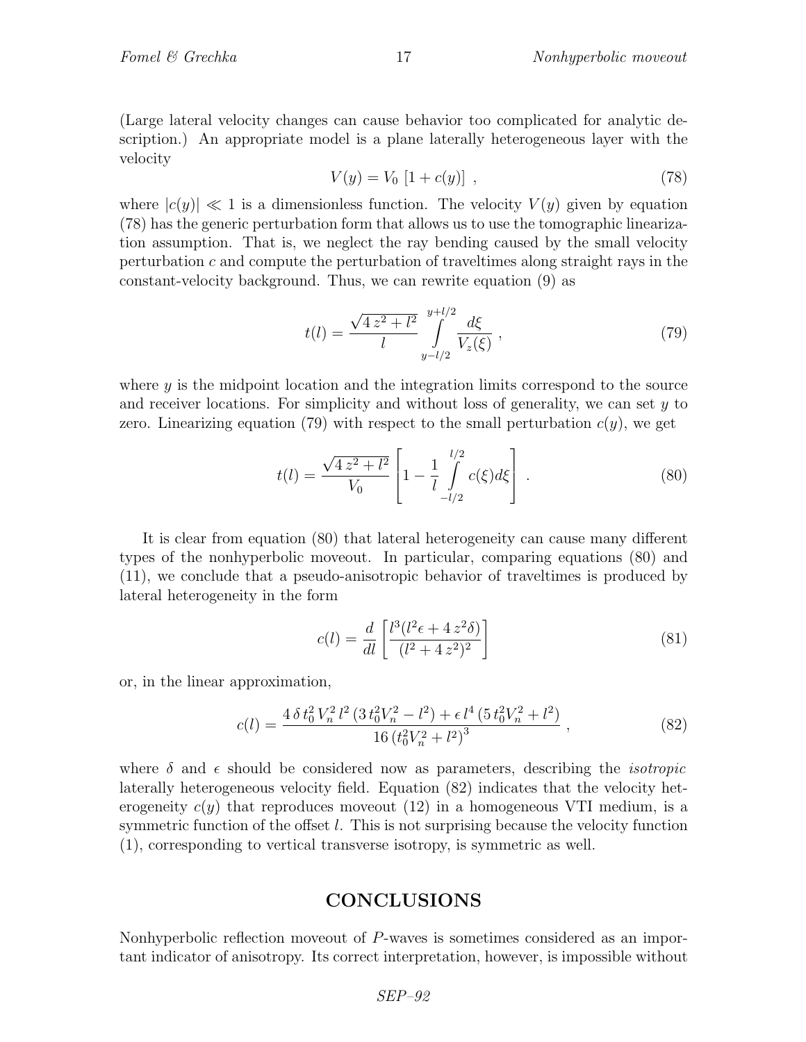(Large lateral velocity changes can cause behavior too complicated for analytic description.) An appropriate model is a plane laterally heterogeneous layer with the velocity

$$V(y) = V_0 \,[1 + c(y)] \;, \tag{78}$$

where $|c(y)| \ll 1$ is a dimensionless function. The velocity $V(y)$ given by equation (78) has the generic perturbation form that allows us to use the tomographic linearization assumption. That is, we neglect the ray bending caused by the small velocity perturbation $c$ and compute the perturbation of traveltimes along straight rays in the constant-velocity background. Thus, we can rewrite equation (9) as

$$t(l) = \frac{\sqrt{4\,z^2 + l^2}}{l} \int\limits_{y-l/2}^{y+l/2} \frac{d\xi}{V_z(\xi)} \;, \tag{79}$$

where $y$ is the midpoint location and the integration limits correspond to the source and receiver locations. For simplicity and without loss of generality, we can set $y$ to zero. Linearizing equation (79) with respect to the small perturbation $c(y)$, we get

$$t(l) = \frac{\sqrt{4\,z^2 + l^2}}{V_0} \left[1 - \frac{1}{l} \int\limits_{-l/2}^{l/2} c(\xi) d\xi \right] \;. \tag{80}$$

It is clear from equation (80) that lateral heterogeneity can cause many different types of the nonhyperbolic moveout. In particular, comparing equations (80) and (11), we conclude that a pseudo-anisotropic behavior of traveltimes is produced by lateral heterogeneity in the form

$$c(l) = \frac{d}{dl} \left[\frac{l^3 (l^2 \epsilon + 4\,z^2 \delta)}{(l^2 + 4\,z^2)^2}\right] \tag{81}$$

or, in the linear approximation,

$$c(l) = \frac{4\,\delta\, t_0^2\, V_n^2\, l^2\, (3\, t_0^2 V_n^2 - l^2) + \epsilon\, l^4\, (5\, t_0^2 V_n^2 + l^2)}{16\, (t_0^2 V_n^2 + l^2)^3} \;, \tag{82}$$

where $\delta$ and $\epsilon$ should be considered now as parameters, describing the *isotropic* laterally heterogeneous velocity field. Equation (82) indicates that the velocity heterogeneity $c(y)$ that reproduces moveout (12) in a homogeneous VTI medium, is a symmetric function of the offset $l$. This is not surprising because the velocity function (1), corresponding to vertical transverse isotropy, is symmetric as well.

## CONCLUSIONS

Nonhyperbolic reflection moveout of $P$-waves is sometimes considered as an important indicator of anisotropy. Its correct interpretation, however, is impossible without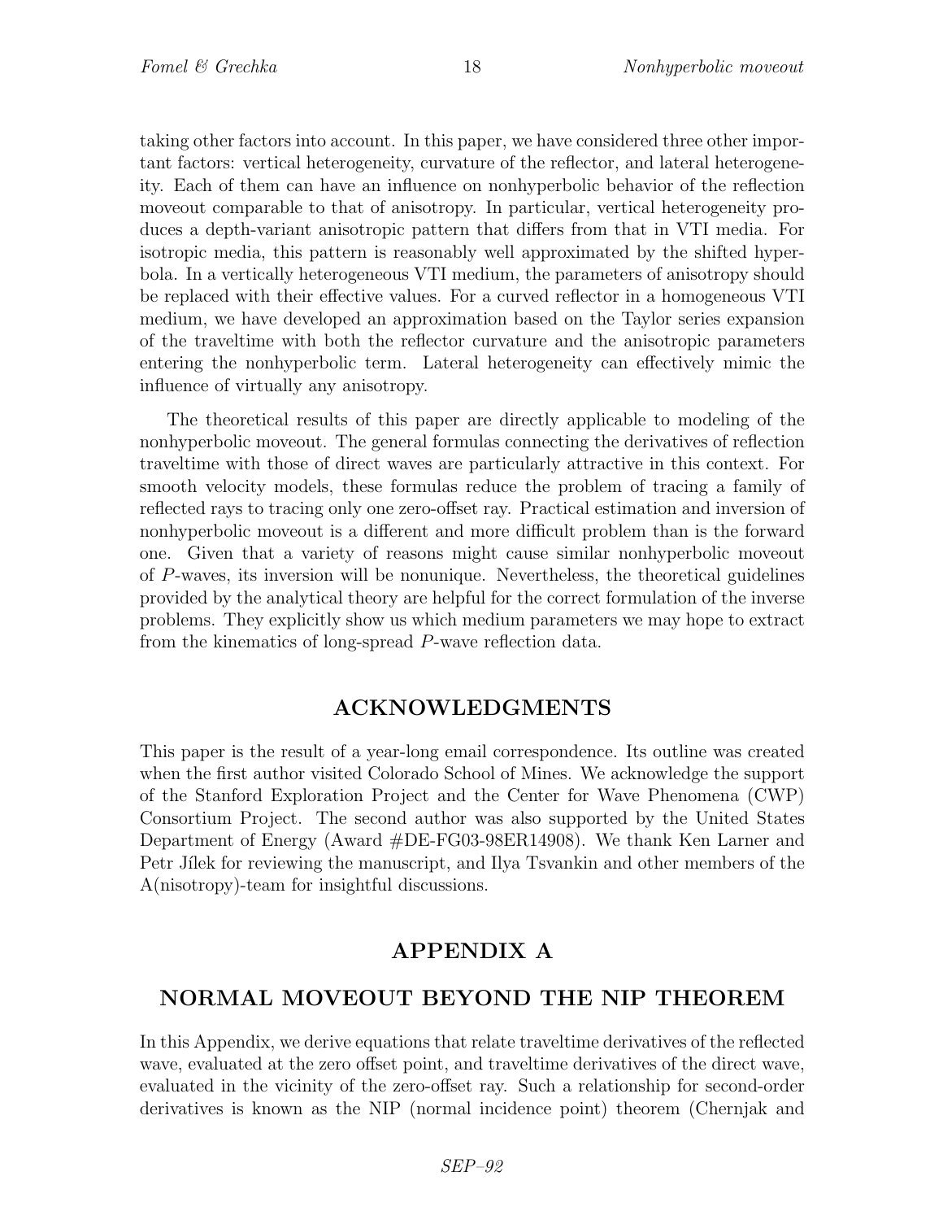taking other factors into account. In this paper, we have considered three other important factors: vertical heterogeneity, curvature of the reflector, and lateral heterogeneity. Each of them can have an influence on nonhyperbolic behavior of the reflection moveout comparable to that of anisotropy. In particular, vertical heterogeneity produces a depth-variant anisotropic pattern that differs from that in VTI media. For isotropic media, this pattern is reasonably well approximated by the shifted hyperbola. In a vertically heterogeneous VTI medium, the parameters of anisotropy should be replaced with their effective values. For a curved reflector in a homogeneous VTI medium, we have developed an approximation based on the Taylor series expansion of the traveltime with both the reflector curvature and the anisotropic parameters entering the nonhyperbolic term. Lateral heterogeneity can effectively mimic the influence of virtually any anisotropy.

The theoretical results of this paper are directly applicable to modeling of the nonhyperbolic moveout. The general formulas connecting the derivatives of reflection traveltime with those of direct waves are particularly attractive in this context. For smooth velocity models, these formulas reduce the problem of tracing a family of reflected rays to tracing only one zero-offset ray. Practical estimation and inversion of nonhyperbolic moveout is a different and more difficult problem than is the forward one. Given that a variety of reasons might cause similar nonhyperbolic moveout of $P$-waves, its inversion will be nonunique. Nevertheless, the theoretical guidelines provided by the analytical theory are helpful for the correct formulation of the inverse problems. They explicitly show us which medium parameters we may hope to extract from the kinematics of long-spread $P$-wave reflection data.

## ACKNOWLEDGMENTS

This paper is the result of a year-long email correspondence. Its outline was created when the first author visited Colorado School of Mines. We acknowledge the support of the Stanford Exploration Project and the Center for Wave Phenomena (CWP) Consortium Project. The second author was also supported by the United States Department of Energy (Award #DE-FG03-98ER14908). We thank Ken Larner and Petr Jílek for reviewing the manuscript, and Ilya Tsvankin and other members of the A(nisotropy)-team for insightful discussions.

## APPENDIX A

## NORMAL MOVEOUT BEYOND THE NIP THEOREM

In this Appendix, we derive equations that relate traveltime derivatives of the reflected wave, evaluated at the zero offset point, and traveltime derivatives of the direct wave, evaluated in the vicinity of the zero-offset ray. Such a relationship for second-order derivatives is known as the NIP (normal incidence point) theorem (Chernjak and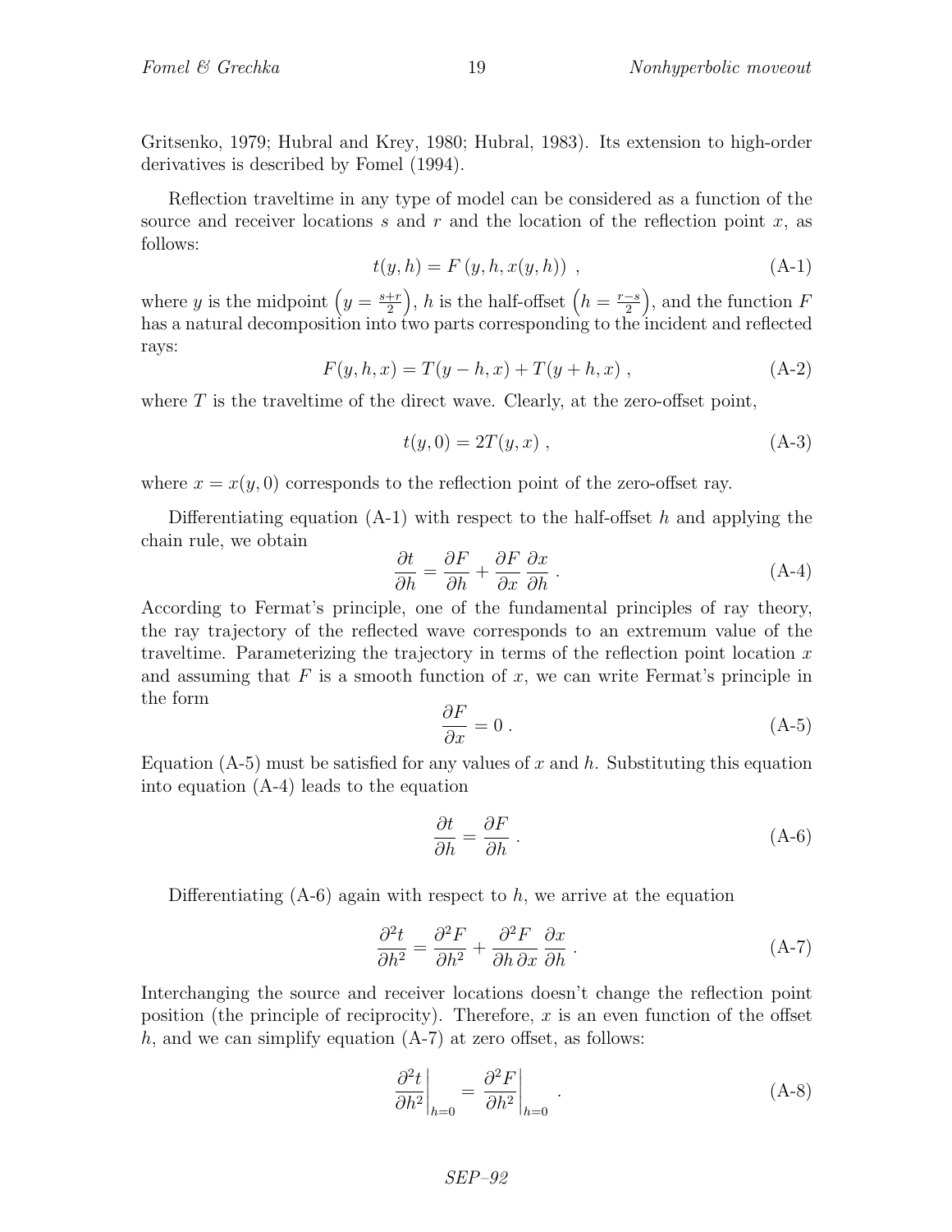Gritsenko, 1979; Hubral and Krey, 1980; Hubral, 1983). Its extension to high-order derivatives is described by Fomel (1994).

Reflection traveltime in any type of model can be considered as a function of the source and receiver locations $s$ and $r$ and the location of the reflection point $x$, as follows:

$$t(y,h) = F\left(y,h,x(y,h)\right) \; , \tag{A-1}$$

where $y$ is the midpoint $\left(y = \frac{s+r}{2}\right)$, $h$ is the half-offset $\left(h = \frac{r-s}{2}\right)$, and the function $F$ has a natural decomposition into two parts corresponding to the incident and reflected rays:

$$F(y,h,x) = T(y-h,x) + T(y+h,x) \; , \tag{A-2}$$

where $T$ is the traveltime of the direct wave. Clearly, at the zero-offset point,

$$t(y,0) = 2T(y,x) \; , \tag{A-3}$$

where $x = x(y,0)$ corresponds to the reflection point of the zero-offset ray.

Differentiating equation (A-1) with respect to the half-offset $h$ and applying the chain rule, we obtain

$$\frac{\partial t}{\partial h} = \frac{\partial F}{\partial h} + \frac{\partial F}{\partial x}\,\frac{\partial x}{\partial h} \; . \tag{A-4}$$

According to Fermat's principle, one of the fundamental principles of ray theory, the ray trajectory of the reflected wave corresponds to an extremum value of the traveltime. Parameterizing the trajectory in terms of the reflection point location $x$ and assuming that $F$ is a smooth function of $x$, we can write Fermat's principle in the form

$$\frac{\partial F}{\partial x} = 0 \; . \tag{A-5}$$

Equation (A-5) must be satisfied for any values of $x$ and $h$. Substituting this equation into equation (A-4) leads to the equation

$$\frac{\partial t}{\partial h} = \frac{\partial F}{\partial h} \; . \tag{A-6}$$

Differentiating (A-6) again with respect to $h$, we arrive at the equation

$$\frac{\partial^2 t}{\partial h^2} = \frac{\partial^2 F}{\partial h^2} + \frac{\partial^2 F}{\partial h\,\partial x}\,\frac{\partial x}{\partial h} \; . \tag{A-7}$$

Interchanging the source and receiver locations doesn't change the reflection point position (the principle of reciprocity). Therefore, $x$ is an even function of the offset $h$, and we can simplify equation (A-7) at zero offset, as follows:

$$\left.\frac{\partial^2 t}{\partial h^2}\right|_{h=0} = \left.\frac{\partial^2 F}{\partial h^2}\right|_{h=0} \; . \tag{A-8}$$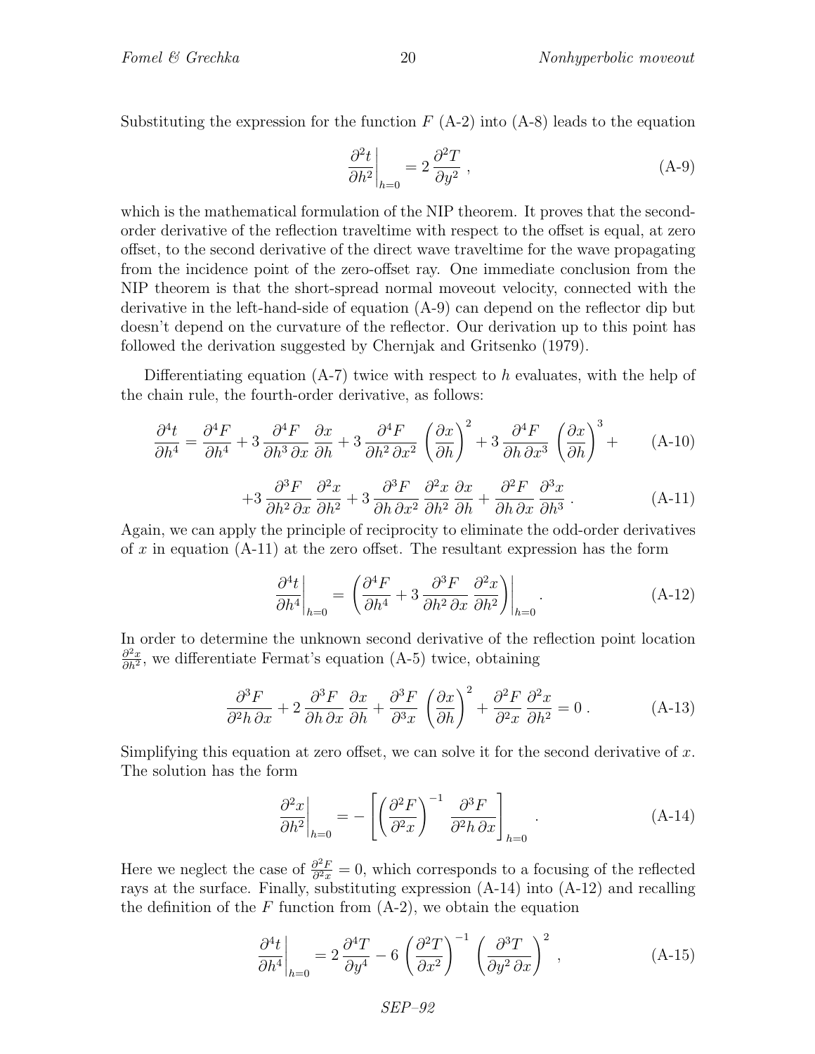Substituting the expression for the function $F$ (A-2) into (A-8) leads to the equation

$$\left.\frac{\partial^2 t}{\partial h^2}\right|_{h=0} = 2\,\frac{\partial^2 T}{\partial y^2}\ , \tag{A-9}$$

which is the mathematical formulation of the NIP theorem. It proves that the second-order derivative of the reflection traveltime with respect to the offset is equal, at zero offset, to the second derivative of the direct wave traveltime for the wave propagating from the incidence point of the zero-offset ray. One immediate conclusion from the NIP theorem is that the short-spread normal moveout velocity, connected with the derivative in the left-hand-side of equation (A-9) can depend on the reflector dip but doesn't depend on the curvature of the reflector. Our derivation up to this point has followed the derivation suggested by Chernjak and Gritsenko (1979).

Differentiating equation (A-7) twice with respect to $h$ evaluates, with the help of the chain rule, the fourth-order derivative, as follows:

$$\frac{\partial^4 t}{\partial h^4} = \frac{\partial^4 F}{\partial h^4} + 3\,\frac{\partial^4 F}{\partial h^3\,\partial x}\,\frac{\partial x}{\partial h} + 3\,\frac{\partial^4 F}{\partial h^2\,\partial x^2}\,\left(\frac{\partial x}{\partial h}\right)^2 + 3\,\frac{\partial^4 F}{\partial h\,\partial x^3}\,\left(\frac{\partial x}{\partial h}\right)^3 + \tag{A-10}$$

$$+3\,\frac{\partial^3 F}{\partial h^2\,\partial x}\,\frac{\partial^2 x}{\partial h^2} + 3\,\frac{\partial^3 F}{\partial h\,\partial x^2}\,\frac{\partial^2 x}{\partial h^2}\,\frac{\partial x}{\partial h} + \frac{\partial^2 F}{\partial h\,\partial x}\,\frac{\partial^3 x}{\partial h^3}\ . \tag{A-11}$$

Again, we can apply the principle of reciprocity to eliminate the odd-order derivatives of $x$ in equation (A-11) at the zero offset. The resultant expression has the form

$$\left.\frac{\partial^4 t}{\partial h^4}\right|_{h=0} = \left.\left(\frac{\partial^4 F}{\partial h^4} + 3\,\frac{\partial^3 F}{\partial h^2\,\partial x}\,\frac{\partial^2 x}{\partial h^2}\right)\right|_{h=0}. \tag{A-12}$$

In order to determine the unknown second derivative of the reflection point location $\frac{\partial^2 x}{\partial h^2}$, we differentiate Fermat's equation (A-5) twice, obtaining

$$\frac{\partial^3 F}{\partial^2 h\,\partial x} + 2\,\frac{\partial^3 F}{\partial h\,\partial x}\,\frac{\partial x}{\partial h} + \frac{\partial^3 F}{\partial^3 x}\,\left(\frac{\partial x}{\partial h}\right)^2 + \frac{\partial^2 F}{\partial^2 x}\,\frac{\partial^2 x}{\partial h^2} = 0\ . \tag{A-13}$$

Simplifying this equation at zero offset, we can solve it for the second derivative of $x$. The solution has the form

$$\left.\frac{\partial^2 x}{\partial h^2}\right|_{h=0} = -\left[\left(\frac{\partial^2 F}{\partial^2 x}\right)^{-1}\,\frac{\partial^3 F}{\partial^2 h\,\partial x}\right]_{h=0}\ . \tag{A-14}$$

Here we neglect the case of $\frac{\partial^2 F}{\partial^2 x} = 0$, which corresponds to a focusing of the reflected rays at the surface. Finally, substituting expression (A-14) into (A-12) and recalling the definition of the $F$ function from (A-2), we obtain the equation

$$\left.\frac{\partial^4 t}{\partial h^4}\right|_{h=0} = 2\,\frac{\partial^4 T}{\partial y^4} - 6\,\left(\frac{\partial^2 T}{\partial x^2}\right)^{-1}\,\left(\frac{\partial^3 T}{\partial y^2\,\partial x}\right)^2\ , \tag{A-15}$$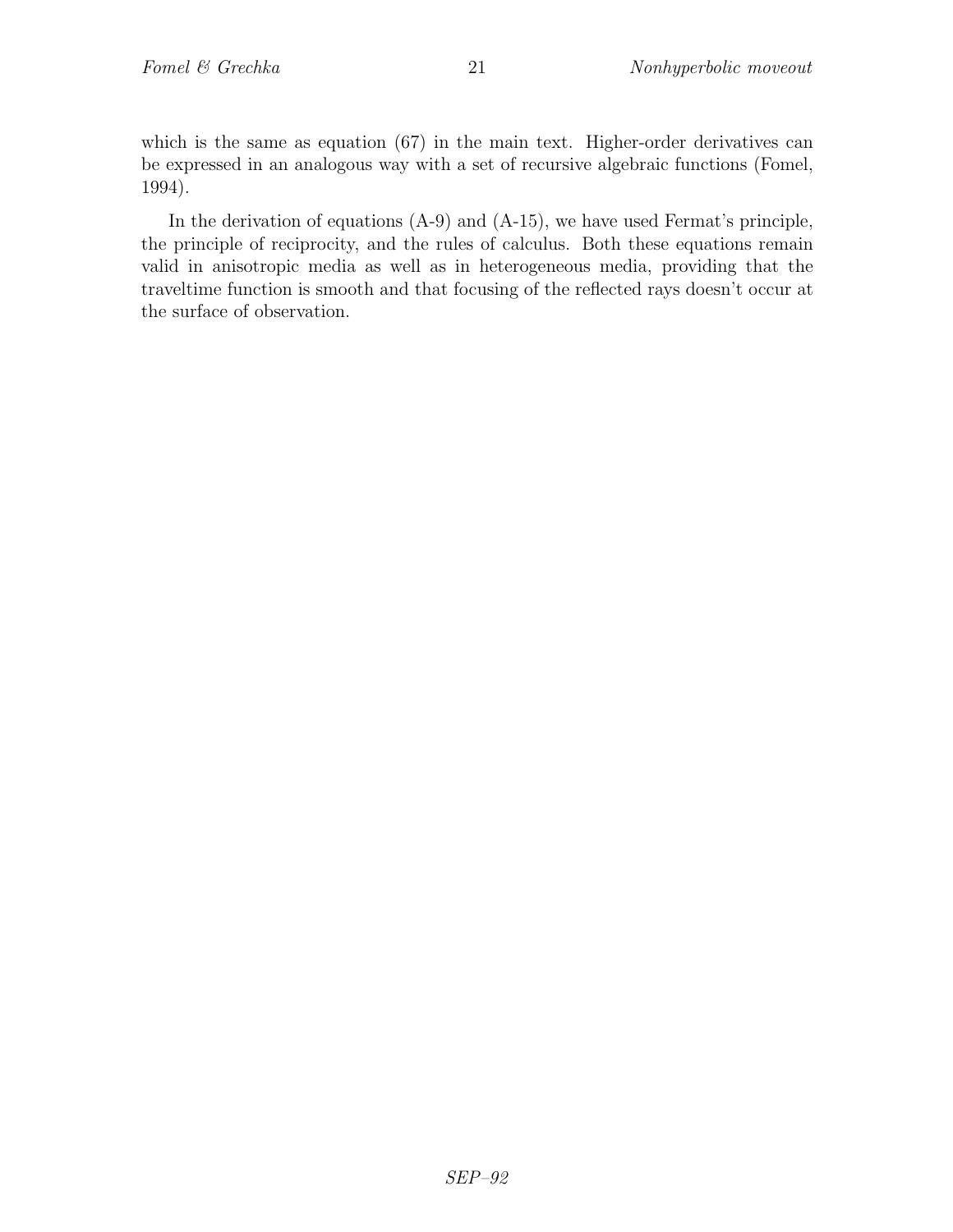which is the same as equation (67) in the main text. Higher-order derivatives can be expressed in an analogous way with a set of recursive algebraic functions (Fomel, 1994).

In the derivation of equations (A-9) and (A-15), we have used Fermat's principle, the principle of reciprocity, and the rules of calculus. Both these equations remain valid in anisotropic media as well as in heterogeneous media, providing that the traveltime function is smooth and that focusing of the reflected rays doesn't occur at the surface of observation.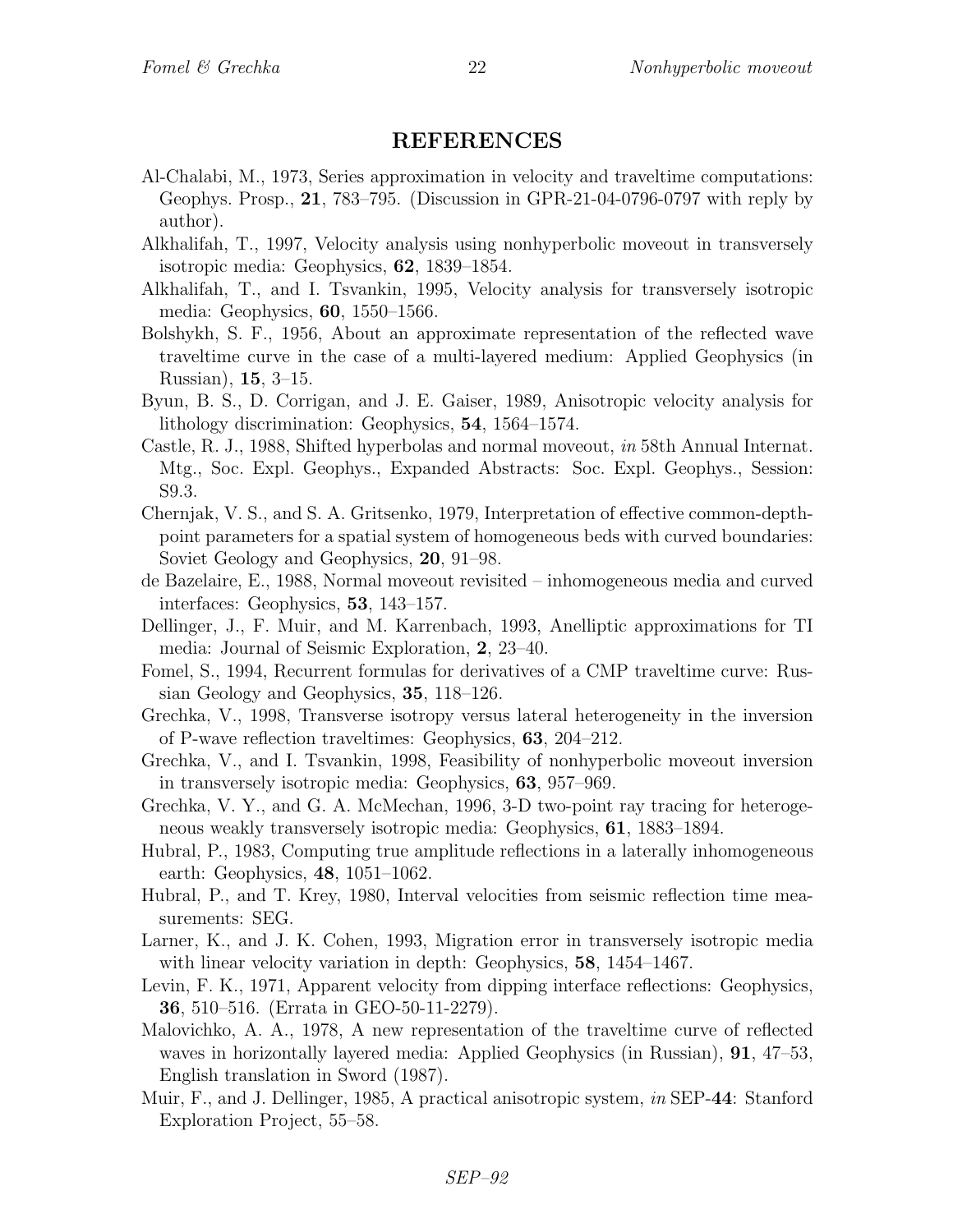# REFERENCES

Al-Chalabi, M., 1973, Series approximation in velocity and traveltime computations: Geophys. Prosp., **21**, 783–795. (Discussion in GPR-21-04-0796-0797 with reply by author).

Alkhalifah, T., 1997, Velocity analysis using nonhyperbolic moveout in transversely isotropic media: Geophysics, **62**, 1839–1854.

Alkhalifah, T., and I. Tsvankin, 1995, Velocity analysis for transversely isotropic media: Geophysics, **60**, 1550–1566.

Bolshykh, S. F., 1956, About an approximate representation of the reflected wave traveltime curve in the case of a multi-layered medium: Applied Geophysics (in Russian), **15**, 3–15.

Byun, B. S., D. Corrigan, and J. E. Gaiser, 1989, Anisotropic velocity analysis for lithology discrimination: Geophysics, **54**, 1564–1574.

Castle, R. J., 1988, Shifted hyperbolas and normal moveout, *in* 58th Annual Internat. Mtg., Soc. Expl. Geophys., Expanded Abstracts: Soc. Expl. Geophys., Session: S9.3.

Chernjak, V. S., and S. A. Gritsenko, 1979, Interpretation of effective common-depth-point parameters for a spatial system of homogeneous beds with curved boundaries: Soviet Geology and Geophysics, **20**, 91–98.

de Bazelaire, E., 1988, Normal moveout revisited – inhomogeneous media and curved interfaces: Geophysics, **53**, 143–157.

Dellinger, J., F. Muir, and M. Karrenbach, 1993, Anelliptic approximations for TI media: Journal of Seismic Exploration, **2**, 23–40.

Fomel, S., 1994, Recurrent formulas for derivatives of a CMP traveltime curve: Russian Geology and Geophysics, **35**, 118–126.

Grechka, V., 1998, Transverse isotropy versus lateral heterogeneity in the inversion of P-wave reflection traveltimes: Geophysics, **63**, 204–212.

Grechka, V., and I. Tsvankin, 1998, Feasibility of nonhyperbolic moveout inversion in transversely isotropic media: Geophysics, **63**, 957–969.

Grechka, V. Y., and G. A. McMechan, 1996, 3-D two-point ray tracing for heterogeneous weakly transversely isotropic media: Geophysics, **61**, 1883–1894.

Hubral, P., 1983, Computing true amplitude reflections in a laterally inhomogeneous earth: Geophysics, **48**, 1051–1062.

Hubral, P., and T. Krey, 1980, Interval velocities from seismic reflection time measurements: SEG.

Larner, K., and J. K. Cohen, 1993, Migration error in transversely isotropic media with linear velocity variation in depth: Geophysics, **58**, 1454–1467.

Levin, F. K., 1971, Apparent velocity from dipping interface reflections: Geophysics, **36**, 510–516. (Errata in GEO-50-11-2279).

Malovichko, A. A., 1978, A new representation of the traveltime curve of reflected waves in horizontally layered media: Applied Geophysics (in Russian), **91**, 47–53, English translation in Sword (1987).

Muir, F., and J. Dellinger, 1985, A practical anisotropic system, *in* SEP-**44**: Stanford Exploration Project, 55–58.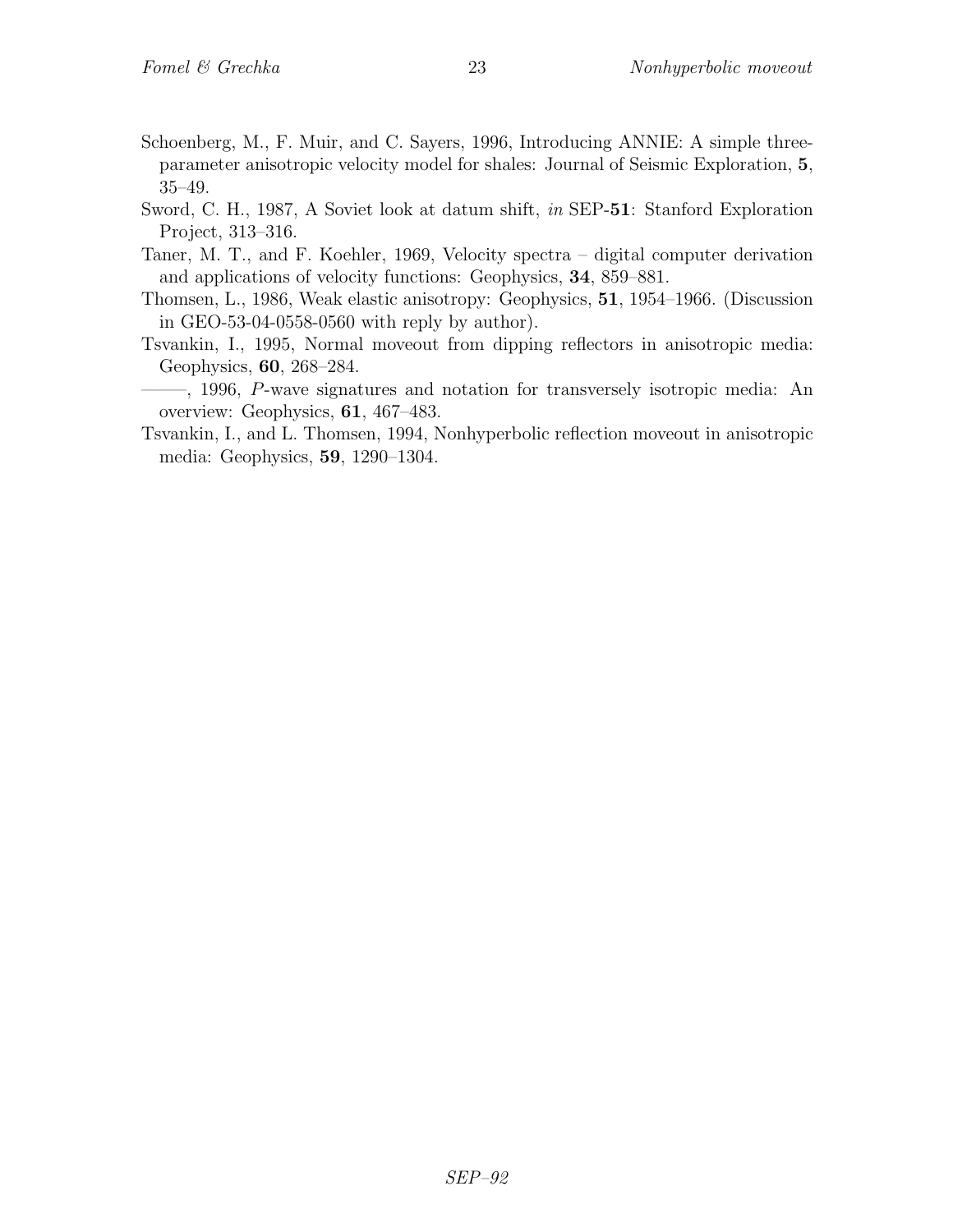Schoenberg, M., F. Muir, and C. Sayers, 1996, Introducing ANNIE: A simple three-parameter anisotropic velocity model for shales: Journal of Seismic Exploration, **5**, 35–49.

Sword, C. H., 1987, A Soviet look at datum shift, *in* SEP-**51**: Stanford Exploration Project, 313–316.

Taner, M. T., and F. Koehler, 1969, Velocity spectra – digital computer derivation and applications of velocity functions: Geophysics, **34**, 859–881.

Thomsen, L., 1986, Weak elastic anisotropy: Geophysics, **51**, 1954–1966. (Discussion in GEO-53-04-0558-0560 with reply by author).

Tsvankin, I., 1995, Normal moveout from dipping reflectors in anisotropic media: Geophysics, **60**, 268–284.

———, 1996, *P*-wave signatures and notation for transversely isotropic media: An overview: Geophysics, **61**, 467–483.

Tsvankin, I., and L. Thomsen, 1994, Nonhyperbolic reflection moveout in anisotropic media: Geophysics, **59**, 1290–1304.